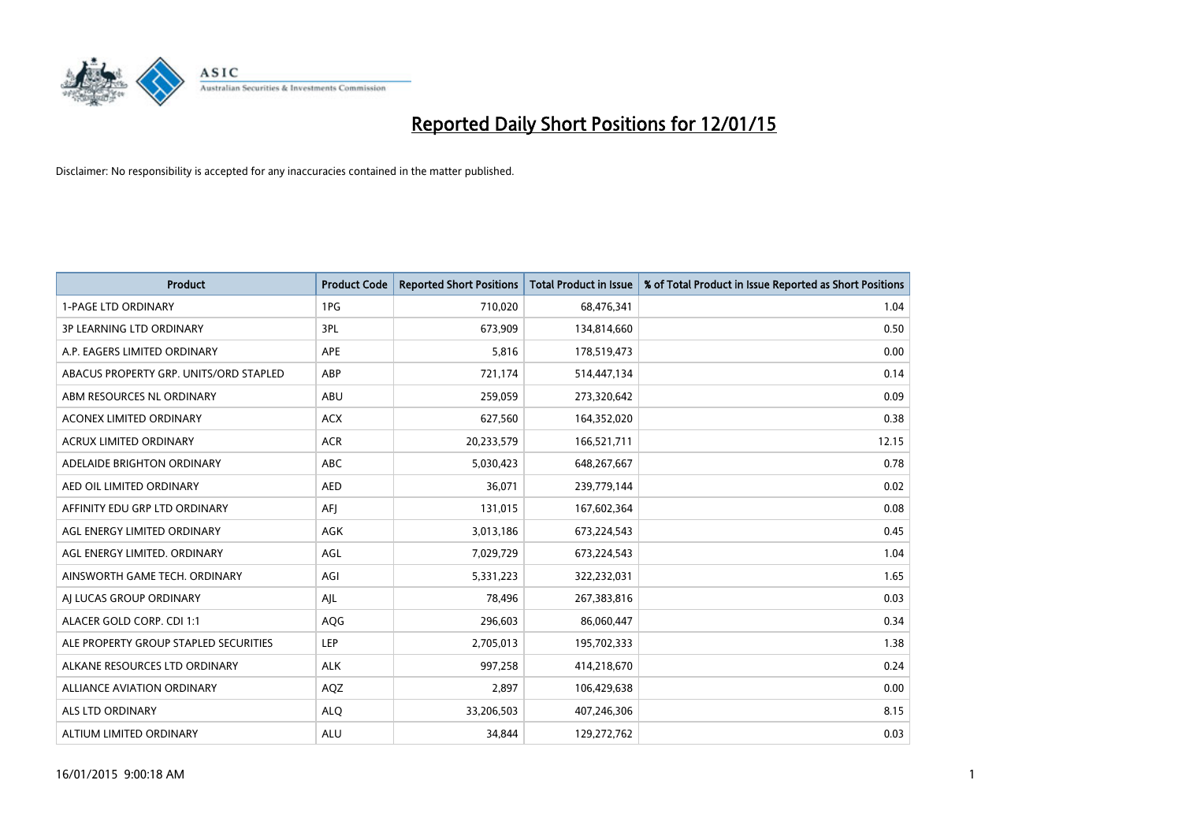# Reported Daily Short Positions for 12/01/15

Disclaimer: No responsibility is accepted for any inaccuracies contained in the matter published.

| Product | Product Code | Reported Short Positions | Total Product in Issue | % of Total Product in Issue Reported as Short Positions |
|---|---|---|---|---|
| 1-PAGE LTD ORDINARY | 1PG | 710,020 | 68,476,341 | 1.04 |
| 3P LEARNING LTD ORDINARY | 3PL | 673,909 | 134,814,660 | 0.50 |
| A.P. EAGERS LIMITED ORDINARY | APE | 5,816 | 178,519,473 | 0.00 |
| ABACUS PROPERTY GRP. UNITS/ORD STAPLED | ABP | 721,174 | 514,447,134 | 0.14 |
| ABM RESOURCES NL ORDINARY | ABU | 259,059 | 273,320,642 | 0.09 |
| ACONEX LIMITED ORDINARY | ACX | 627,560 | 164,352,020 | 0.38 |
| ACRUX LIMITED ORDINARY | ACR | 20,233,579 | 166,521,711 | 12.15 |
| ADELAIDE BRIGHTON ORDINARY | ABC | 5,030,423 | 648,267,667 | 0.78 |
| AED OIL LIMITED ORDINARY | AED | 36,071 | 239,779,144 | 0.02 |
| AFFINITY EDU GRP LTD ORDINARY | AFJ | 131,015 | 167,602,364 | 0.08 |
| AGL ENERGY LIMITED ORDINARY | AGK | 3,013,186 | 673,224,543 | 0.45 |
| AGL ENERGY LIMITED. ORDINARY | AGL | 7,029,729 | 673,224,543 | 1.04 |
| AINSWORTH GAME TECH. ORDINARY | AGI | 5,331,223 | 322,232,031 | 1.65 |
| AJ LUCAS GROUP ORDINARY | AJL | 78,496 | 267,383,816 | 0.03 |
| ALACER GOLD CORP. CDI 1:1 | AQG | 296,603 | 86,060,447 | 0.34 |
| ALE PROPERTY GROUP STAPLED SECURITIES | LEP | 2,705,013 | 195,702,333 | 1.38 |
| ALKANE RESOURCES LTD ORDINARY | ALK | 997,258 | 414,218,670 | 0.24 |
| ALLIANCE AVIATION ORDINARY | AQZ | 2,897 | 106,429,638 | 0.00 |
| ALS LTD ORDINARY | ALQ | 33,206,503 | 407,246,306 | 8.15 |
| ALTIUM LIMITED ORDINARY | ALU | 34,844 | 129,272,762 | 0.03 |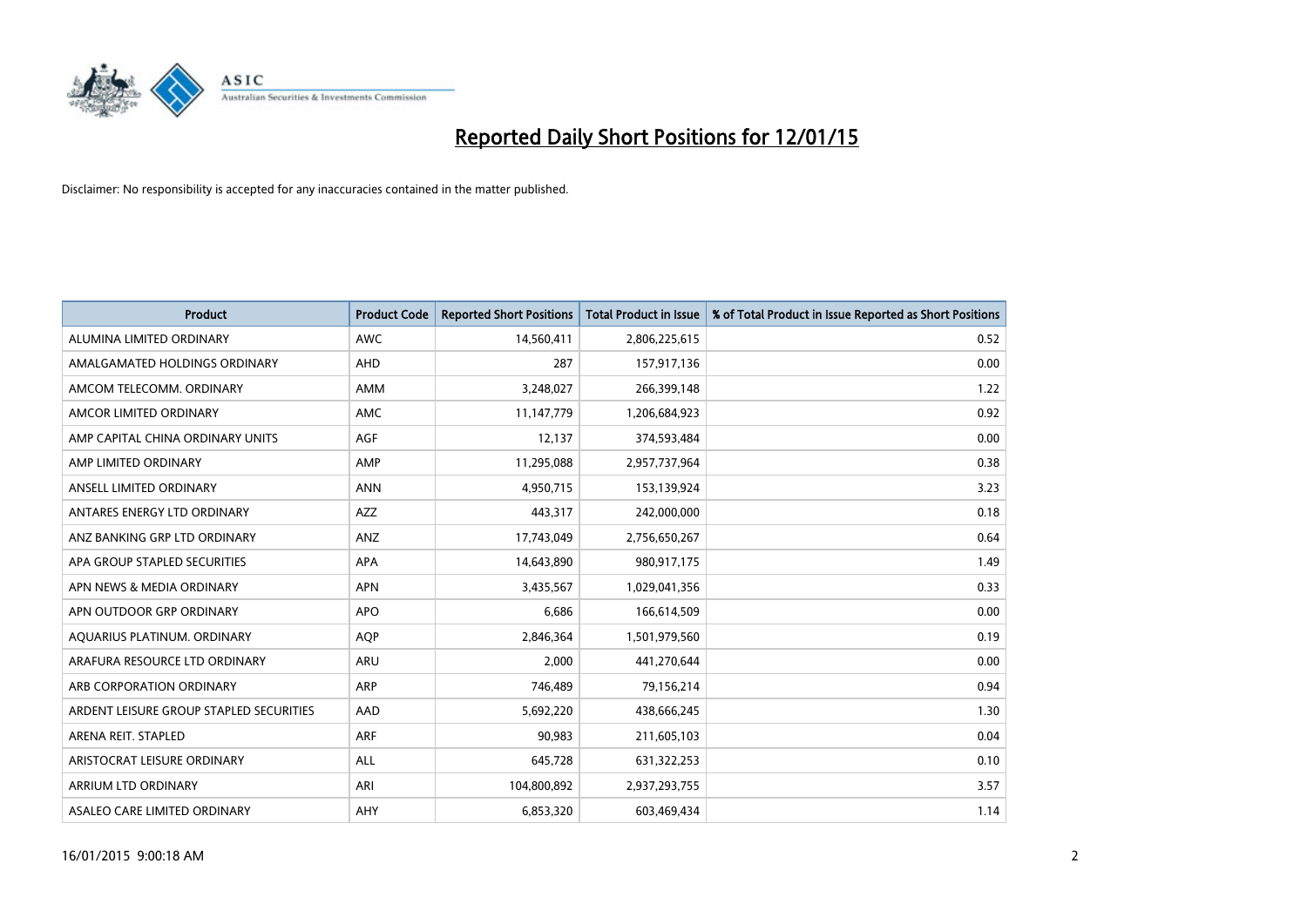# Reported Daily Short Positions for 12/01/15

Disclaimer: No responsibility is accepted for any inaccuracies contained in the matter published.

| Product | Product Code | Reported Short Positions | Total Product in Issue | % of Total Product in Issue Reported as Short Positions |
| --- | --- | --- | --- | --- |
| ALUMINA LIMITED ORDINARY | AWC | 14,560,411 | 2,806,225,615 | 0.52 |
| AMALGAMATED HOLDINGS ORDINARY | AHD | 287 | 157,917,136 | 0.00 |
| AMCOM TELECOMM. ORDINARY | AMM | 3,248,027 | 266,399,148 | 1.22 |
| AMCOR LIMITED ORDINARY | AMC | 11,147,779 | 1,206,684,923 | 0.92 |
| AMP CAPITAL CHINA ORDINARY UNITS | AGF | 12,137 | 374,593,484 | 0.00 |
| AMP LIMITED ORDINARY | AMP | 11,295,088 | 2,957,737,964 | 0.38 |
| ANSELL LIMITED ORDINARY | ANN | 4,950,715 | 153,139,924 | 3.23 |
| ANTARES ENERGY LTD ORDINARY | AZZ | 443,317 | 242,000,000 | 0.18 |
| ANZ BANKING GRP LTD ORDINARY | ANZ | 17,743,049 | 2,756,650,267 | 0.64 |
| APA GROUP STAPLED SECURITIES | APA | 14,643,890 | 980,917,175 | 1.49 |
| APN NEWS & MEDIA ORDINARY | APN | 3,435,567 | 1,029,041,356 | 0.33 |
| APN OUTDOOR GRP ORDINARY | APO | 6,686 | 166,614,509 | 0.00 |
| AQUARIUS PLATINUM. ORDINARY | AQP | 2,846,364 | 1,501,979,560 | 0.19 |
| ARAFURA RESOURCE LTD ORDINARY | ARU | 2,000 | 441,270,644 | 0.00 |
| ARB CORPORATION ORDINARY | ARP | 746,489 | 79,156,214 | 0.94 |
| ARDENT LEISURE GROUP STAPLED SECURITIES | AAD | 5,692,220 | 438,666,245 | 1.30 |
| ARENA REIT. STAPLED | ARF | 90,983 | 211,605,103 | 0.04 |
| ARISTOCRAT LEISURE ORDINARY | ALL | 645,728 | 631,322,253 | 0.10 |
| ARRIUM LTD ORDINARY | ARI | 104,800,892 | 2,937,293,755 | 3.57 |
| ASALEO CARE LIMITED ORDINARY | AHY | 6,853,320 | 603,469,434 | 1.14 |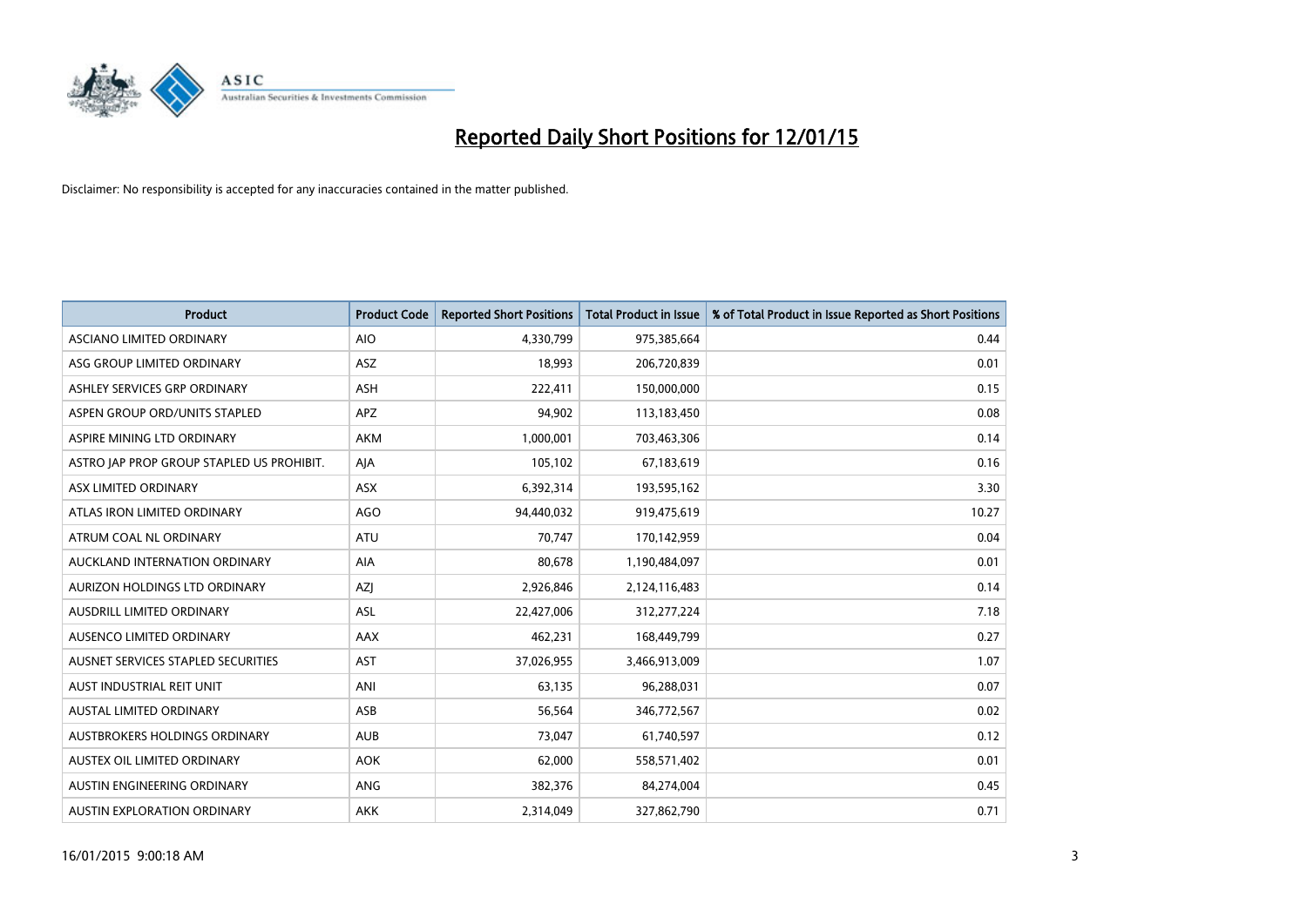# Reported Daily Short Positions for 12/01/15

Disclaimer: No responsibility is accepted for any inaccuracies contained in the matter published.

| Product | Product Code | Reported Short Positions | Total Product in Issue | % of Total Product in Issue Reported as Short Positions |
|---|---|---|---|---|
| ASCIANO LIMITED ORDINARY | AIO | 4,330,799 | 975,385,664 | 0.44 |
| ASG GROUP LIMITED ORDINARY | ASZ | 18,993 | 206,720,839 | 0.01 |
| ASHLEY SERVICES GRP ORDINARY | ASH | 222,411 | 150,000,000 | 0.15 |
| ASPEN GROUP ORD/UNITS STAPLED | APZ | 94,902 | 113,183,450 | 0.08 |
| ASPIRE MINING LTD ORDINARY | AKM | 1,000,001 | 703,463,306 | 0.14 |
| ASTRO JAP PROP GROUP STAPLED US PROHIBIT. | AJA | 105,102 | 67,183,619 | 0.16 |
| ASX LIMITED ORDINARY | ASX | 6,392,314 | 193,595,162 | 3.30 |
| ATLAS IRON LIMITED ORDINARY | AGO | 94,440,032 | 919,475,619 | 10.27 |
| ATRUM COAL NL ORDINARY | ATU | 70,747 | 170,142,959 | 0.04 |
| AUCKLAND INTERNATION ORDINARY | AIA | 80,678 | 1,190,484,097 | 0.01 |
| AURIZON HOLDINGS LTD ORDINARY | AZJ | 2,926,846 | 2,124,116,483 | 0.14 |
| AUSDRILL LIMITED ORDINARY | ASL | 22,427,006 | 312,277,224 | 7.18 |
| AUSENCO LIMITED ORDINARY | AAX | 462,231 | 168,449,799 | 0.27 |
| AUSNET SERVICES STAPLED SECURITIES | AST | 37,026,955 | 3,466,913,009 | 1.07 |
| AUST INDUSTRIAL REIT UNIT | ANI | 63,135 | 96,288,031 | 0.07 |
| AUSTAL LIMITED ORDINARY | ASB | 56,564 | 346,772,567 | 0.02 |
| AUSTBROKERS HOLDINGS ORDINARY | AUB | 73,047 | 61,740,597 | 0.12 |
| AUSTEX OIL LIMITED ORDINARY | AOK | 62,000 | 558,571,402 | 0.01 |
| AUSTIN ENGINEERING ORDINARY | ANG | 382,376 | 84,274,004 | 0.45 |
| AUSTIN EXPLORATION ORDINARY | AKK | 2,314,049 | 327,862,790 | 0.71 |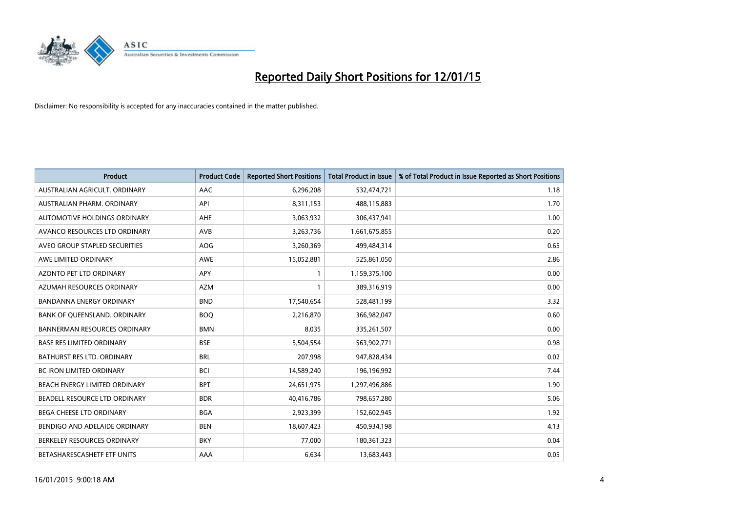# Reported Daily Short Positions for 12/01/15

Disclaimer: No responsibility is accepted for any inaccuracies contained in the matter published.

| Product | Product Code | Reported Short Positions | Total Product in Issue | % of Total Product in Issue Reported as Short Positions |
|---|---|---|---|---|
| AUSTRALIAN AGRICULT. ORDINARY | AAC | 6,296,208 | 532,474,721 | 1.18 |
| AUSTRALIAN PHARM. ORDINARY | API | 8,311,153 | 488,115,883 | 1.70 |
| AUTOMOTIVE HOLDINGS ORDINARY | AHE | 3,063,932 | 306,437,941 | 1.00 |
| AVANCO RESOURCES LTD ORDINARY | AVB | 3,263,736 | 1,661,675,855 | 0.20 |
| AVEO GROUP STAPLED SECURITIES | AOG | 3,260,369 | 499,484,314 | 0.65 |
| AWE LIMITED ORDINARY | AWE | 15,052,881 | 525,861,050 | 2.86 |
| AZONTO PET LTD ORDINARY | APY | 1 | 1,159,375,100 | 0.00 |
| AZUMAH RESOURCES ORDINARY | AZM | 1 | 389,316,919 | 0.00 |
| BANDANNA ENERGY ORDINARY | BND | 17,540,654 | 528,481,199 | 3.32 |
| BANK OF QUEENSLAND. ORDINARY | BOQ | 2,216,870 | 366,982,047 | 0.60 |
| BANNERMAN RESOURCES ORDINARY | BMN | 8,035 | 335,261,507 | 0.00 |
| BASE RES LIMITED ORDINARY | BSE | 5,504,554 | 563,902,771 | 0.98 |
| BATHURST RES LTD. ORDINARY | BRL | 207,998 | 947,828,434 | 0.02 |
| BC IRON LIMITED ORDINARY | BCI | 14,589,240 | 196,196,992 | 7.44 |
| BEACH ENERGY LIMITED ORDINARY | BPT | 24,651,975 | 1,297,496,886 | 1.90 |
| BEADELL RESOURCE LTD ORDINARY | BDR | 40,416,786 | 798,657,280 | 5.06 |
| BEGA CHEESE LTD ORDINARY | BGA | 2,923,399 | 152,602,945 | 1.92 |
| BENDIGO AND ADELAIDE ORDINARY | BEN | 18,607,423 | 450,934,198 | 4.13 |
| BERKELEY RESOURCES ORDINARY | BKY | 77,000 | 180,361,323 | 0.04 |
| BETASHARESCASHETF ETF UNITS | AAA | 6,634 | 13,683,443 | 0.05 |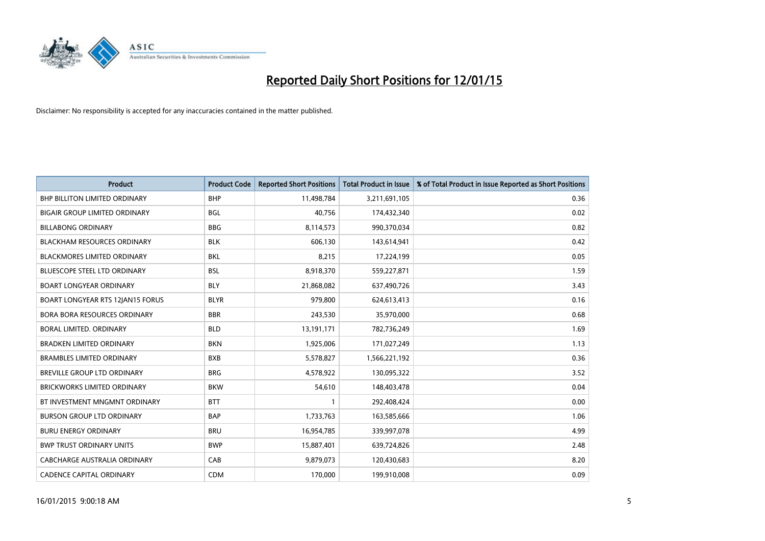# Reported Daily Short Positions for 12/01/15

Disclaimer: No responsibility is accepted for any inaccuracies contained in the matter published.

| Product | Product Code | Reported Short Positions | Total Product in Issue | % of Total Product in Issue Reported as Short Positions |
|---|---|---|---|---|
| BHP BILLITON LIMITED ORDINARY | BHP | 11,498,784 | 3,211,691,105 | 0.36 |
| BIGAIR GROUP LIMITED ORDINARY | BGL | 40,756 | 174,432,340 | 0.02 |
| BILLABONG ORDINARY | BBG | 8,114,573 | 990,370,034 | 0.82 |
| BLACKHAM RESOURCES ORDINARY | BLK | 606,130 | 143,614,941 | 0.42 |
| BLACKMORES LIMITED ORDINARY | BKL | 8,215 | 17,224,199 | 0.05 |
| BLUESCOPE STEEL LTD ORDINARY | BSL | 8,918,370 | 559,227,871 | 1.59 |
| BOART LONGYEAR ORDINARY | BLY | 21,868,082 | 637,490,726 | 3.43 |
| BOART LONGYEAR RTS 12JAN15 FORUS | BLYR | 979,800 | 624,613,413 | 0.16 |
| BORA BORA RESOURCES ORDINARY | BBR | 243,530 | 35,970,000 | 0.68 |
| BORAL LIMITED. ORDINARY | BLD | 13,191,171 | 782,736,249 | 1.69 |
| BRADKEN LIMITED ORDINARY | BKN | 1,925,006 | 171,027,249 | 1.13 |
| BRAMBLES LIMITED ORDINARY | BXB | 5,578,827 | 1,566,221,192 | 0.36 |
| BREVILLE GROUP LTD ORDINARY | BRG | 4,578,922 | 130,095,322 | 3.52 |
| BRICKWORKS LIMITED ORDINARY | BKW | 54,610 | 148,403,478 | 0.04 |
| BT INVESTMENT MNGMNT ORDINARY | BTT | 1 | 292,408,424 | 0.00 |
| BURSON GROUP LTD ORDINARY | BAP | 1,733,763 | 163,585,666 | 1.06 |
| BURU ENERGY ORDINARY | BRU | 16,954,785 | 339,997,078 | 4.99 |
| BWP TRUST ORDINARY UNITS | BWP | 15,887,401 | 639,724,826 | 2.48 |
| CABCHARGE AUSTRALIA ORDINARY | CAB | 9,879,073 | 120,430,683 | 8.20 |
| CADENCE CAPITAL ORDINARY | CDM | 170,000 | 199,910,008 | 0.09 |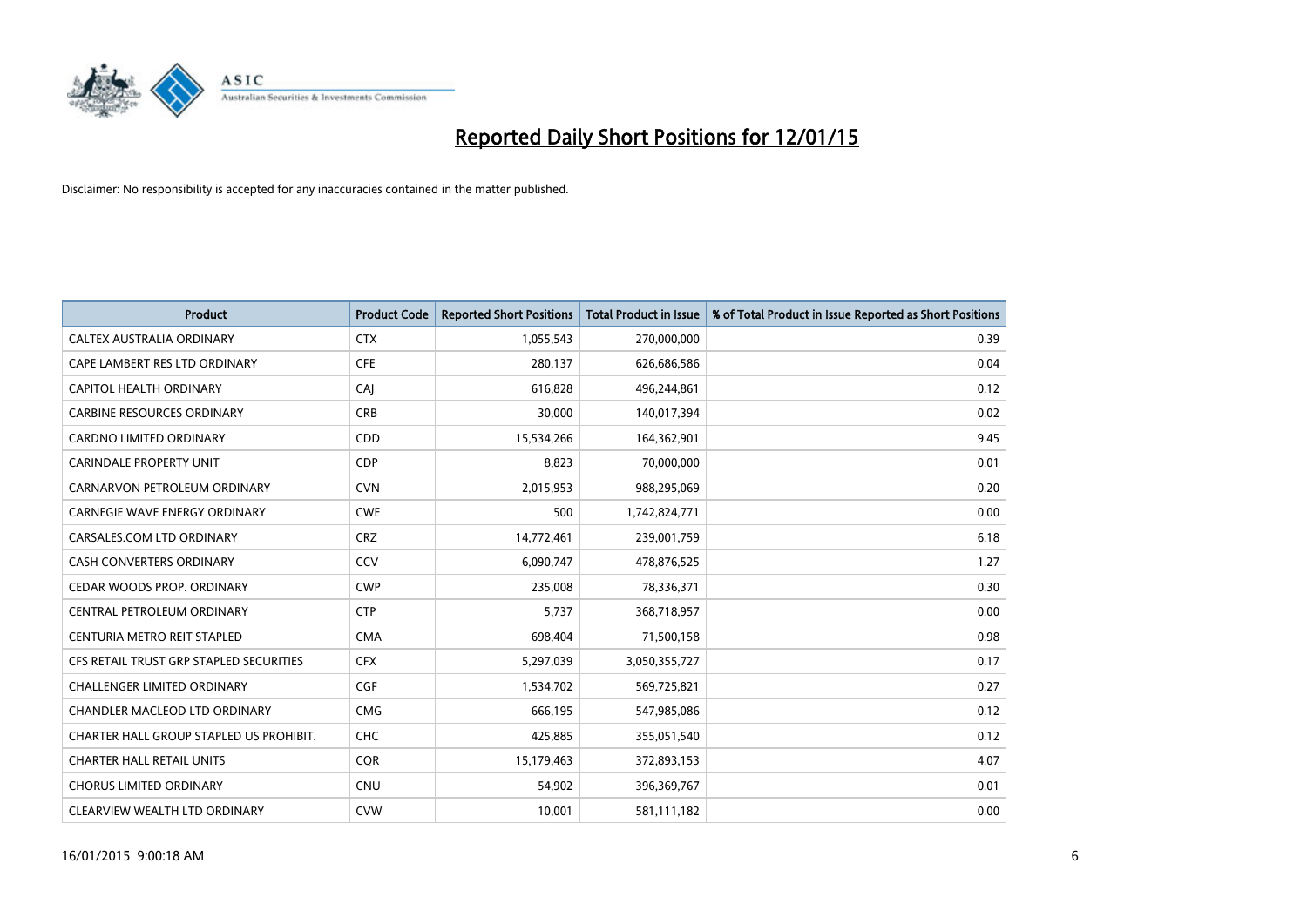# Reported Daily Short Positions for 12/01/15

Disclaimer: No responsibility is accepted for any inaccuracies contained in the matter published.

| Product | Product Code | Reported Short Positions | Total Product in Issue | % of Total Product in Issue Reported as Short Positions |
| --- | --- | --- | --- | --- |
| CALTEX AUSTRALIA ORDINARY | CTX | 1,055,543 | 270,000,000 | 0.39 |
| CAPE LAMBERT RES LTD ORDINARY | CFE | 280,137 | 626,686,586 | 0.04 |
| CAPITOL HEALTH ORDINARY | CAJ | 616,828 | 496,244,861 | 0.12 |
| CARBINE RESOURCES ORDINARY | CRB | 30,000 | 140,017,394 | 0.02 |
| CARDNO LIMITED ORDINARY | CDD | 15,534,266 | 164,362,901 | 9.45 |
| CARINDALE PROPERTY UNIT | CDP | 8,823 | 70,000,000 | 0.01 |
| CARNARVON PETROLEUM ORDINARY | CVN | 2,015,953 | 988,295,069 | 0.20 |
| CARNEGIE WAVE ENERGY ORDINARY | CWE | 500 | 1,742,824,771 | 0.00 |
| CARSALES.COM LTD ORDINARY | CRZ | 14,772,461 | 239,001,759 | 6.18 |
| CASH CONVERTERS ORDINARY | CCV | 6,090,747 | 478,876,525 | 1.27 |
| CEDAR WOODS PROP. ORDINARY | CWP | 235,008 | 78,336,371 | 0.30 |
| CENTRAL PETROLEUM ORDINARY | CTP | 5,737 | 368,718,957 | 0.00 |
| CENTURIA METRO REIT STAPLED | CMA | 698,404 | 71,500,158 | 0.98 |
| CFS RETAIL TRUST GRP STAPLED SECURITIES | CFX | 5,297,039 | 3,050,355,727 | 0.17 |
| CHALLENGER LIMITED ORDINARY | CGF | 1,534,702 | 569,725,821 | 0.27 |
| CHANDLER MACLEOD LTD ORDINARY | CMG | 666,195 | 547,985,086 | 0.12 |
| CHARTER HALL GROUP STAPLED US PROHIBIT. | CHC | 425,885 | 355,051,540 | 0.12 |
| CHARTER HALL RETAIL UNITS | CQR | 15,179,463 | 372,893,153 | 4.07 |
| CHORUS LIMITED ORDINARY | CNU | 54,902 | 396,369,767 | 0.01 |
| CLEARVIEW WEALTH LTD ORDINARY | CVW | 10,001 | 581,111,182 | 0.00 |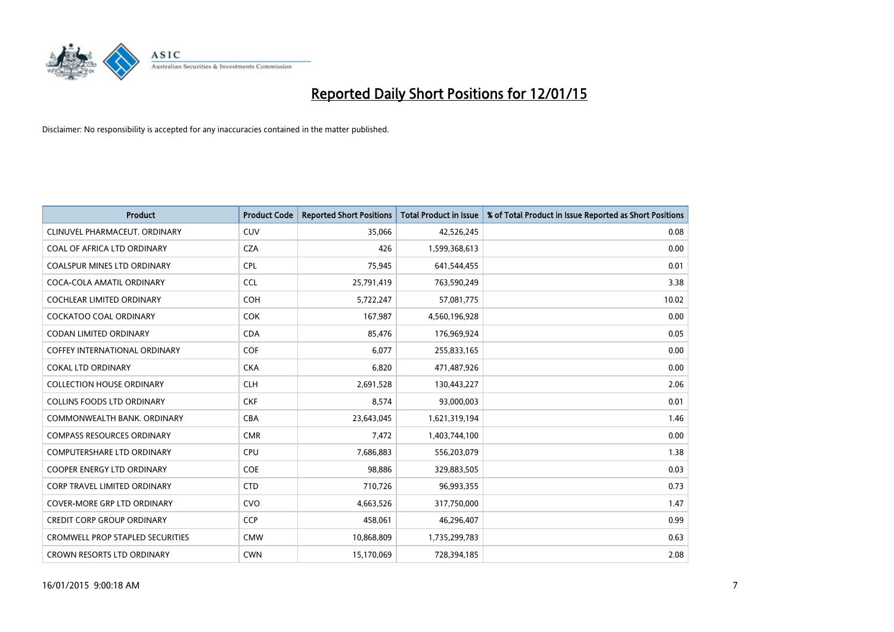# Reported Daily Short Positions for 12/01/15

Disclaimer: No responsibility is accepted for any inaccuracies contained in the matter published.

| Product | Product Code | Reported Short Positions | Total Product in Issue | % of Total Product in Issue Reported as Short Positions |
|---|---|---|---|---|
| CLINUVEL PHARMACEUT. ORDINARY | CUV | 35,066 | 42,526,245 | 0.08 |
| COAL OF AFRICA LTD ORDINARY | CZA | 426 | 1,599,368,613 | 0.00 |
| COALSPUR MINES LTD ORDINARY | CPL | 75,945 | 641,544,455 | 0.01 |
| COCA-COLA AMATIL ORDINARY | CCL | 25,791,419 | 763,590,249 | 3.38 |
| COCHLEAR LIMITED ORDINARY | COH | 5,722,247 | 57,081,775 | 10.02 |
| COCKATOO COAL ORDINARY | COK | 167,987 | 4,560,196,928 | 0.00 |
| CODAN LIMITED ORDINARY | CDA | 85,476 | 176,969,924 | 0.05 |
| COFFEY INTERNATIONAL ORDINARY | COF | 6,077 | 255,833,165 | 0.00 |
| COKAL LTD ORDINARY | CKA | 6,820 | 471,487,926 | 0.00 |
| COLLECTION HOUSE ORDINARY | CLH | 2,691,528 | 130,443,227 | 2.06 |
| COLLINS FOODS LTD ORDINARY | CKF | 8,574 | 93,000,003 | 0.01 |
| COMMONWEALTH BANK. ORDINARY | CBA | 23,643,045 | 1,621,319,194 | 1.46 |
| COMPASS RESOURCES ORDINARY | CMR | 7,472 | 1,403,744,100 | 0.00 |
| COMPUTERSHARE LTD ORDINARY | CPU | 7,686,883 | 556,203,079 | 1.38 |
| COOPER ENERGY LTD ORDINARY | COE | 98,886 | 329,883,505 | 0.03 |
| CORP TRAVEL LIMITED ORDINARY | CTD | 710,726 | 96,993,355 | 0.73 |
| COVER-MORE GRP LTD ORDINARY | CVO | 4,663,526 | 317,750,000 | 1.47 |
| CREDIT CORP GROUP ORDINARY | CCP | 458,061 | 46,296,407 | 0.99 |
| CROMWELL PROP STAPLED SECURITIES | CMW | 10,868,809 | 1,735,299,783 | 0.63 |
| CROWN RESORTS LTD ORDINARY | CWN | 15,170,069 | 728,394,185 | 2.08 |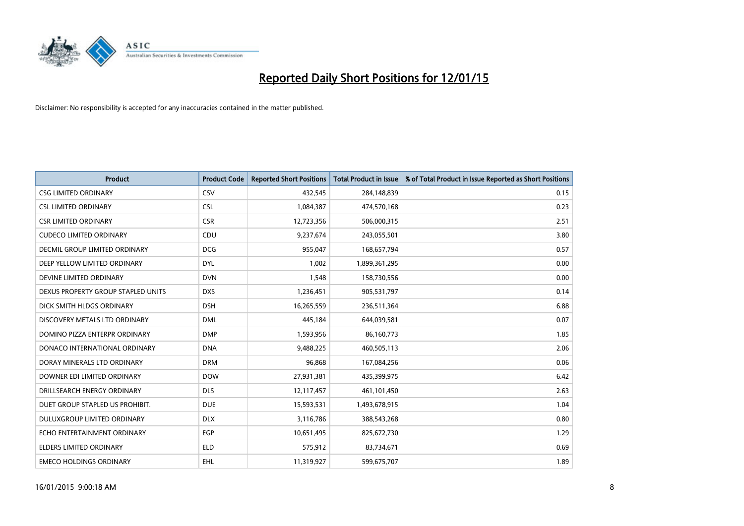# Reported Daily Short Positions for 12/01/15

Disclaimer: No responsibility is accepted for any inaccuracies contained in the matter published.

| Product | Product Code | Reported Short Positions | Total Product in Issue | % of Total Product in Issue Reported as Short Positions |
|---|---|---|---|---|
| CSG LIMITED ORDINARY | CSV | 432,545 | 284,148,839 | 0.15 |
| CSL LIMITED ORDINARY | CSL | 1,084,387 | 474,570,168 | 0.23 |
| CSR LIMITED ORDINARY | CSR | 12,723,356 | 506,000,315 | 2.51 |
| CUDECO LIMITED ORDINARY | CDU | 9,237,674 | 243,055,501 | 3.80 |
| DECMIL GROUP LIMITED ORDINARY | DCG | 955,047 | 168,657,794 | 0.57 |
| DEEP YELLOW LIMITED ORDINARY | DYL | 1,002 | 1,899,361,295 | 0.00 |
| DEVINE LIMITED ORDINARY | DVN | 1,548 | 158,730,556 | 0.00 |
| DEXUS PROPERTY GROUP STAPLED UNITS | DXS | 1,236,451 | 905,531,797 | 0.14 |
| DICK SMITH HLDGS ORDINARY | DSH | 16,265,559 | 236,511,364 | 6.88 |
| DISCOVERY METALS LTD ORDINARY | DML | 445,184 | 644,039,581 | 0.07 |
| DOMINO PIZZA ENTERPR ORDINARY | DMP | 1,593,956 | 86,160,773 | 1.85 |
| DONACO INTERNATIONAL ORDINARY | DNA | 9,488,225 | 460,505,113 | 2.06 |
| DORAY MINERALS LTD ORDINARY | DRM | 96,868 | 167,084,256 | 0.06 |
| DOWNER EDI LIMITED ORDINARY | DOW | 27,931,381 | 435,399,975 | 6.42 |
| DRILLSEARCH ENERGY ORDINARY | DLS | 12,117,457 | 461,101,450 | 2.63 |
| DUET GROUP STAPLED US PROHIBIT. | DUE | 15,593,531 | 1,493,678,915 | 1.04 |
| DULUXGROUP LIMITED ORDINARY | DLX | 3,116,786 | 388,543,268 | 0.80 |
| ECHO ENTERTAINMENT ORDINARY | EGP | 10,651,495 | 825,672,730 | 1.29 |
| ELDERS LIMITED ORDINARY | ELD | 575,912 | 83,734,671 | 0.69 |
| EMECO HOLDINGS ORDINARY | EHL | 11,319,927 | 599,675,707 | 1.89 |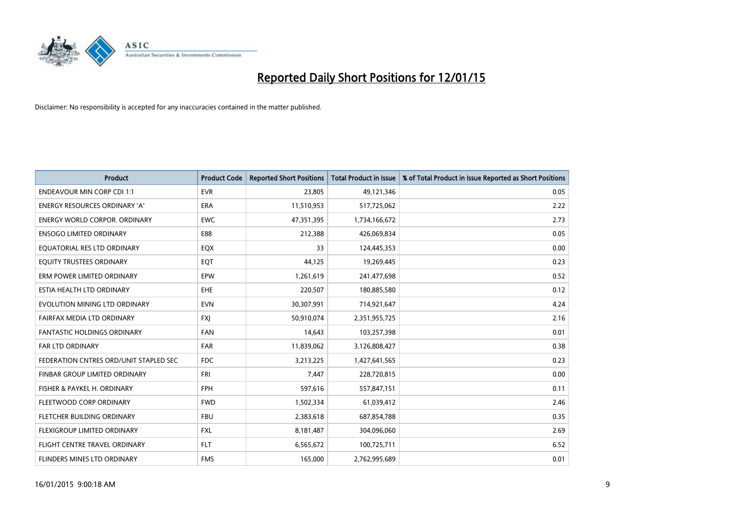# Reported Daily Short Positions for 12/01/15

Disclaimer: No responsibility is accepted for any inaccuracies contained in the matter published.

| Product | Product Code | Reported Short Positions | Total Product in Issue | % of Total Product in Issue Reported as Short Positions |
|---|---|---|---|---|
| ENDEAVOUR MIN CORP CDI 1:1 | EVR | 23,805 | 49,121,346 | 0.05 |
| ENERGY RESOURCES ORDINARY 'A' | ERA | 11,510,953 | 517,725,062 | 2.22 |
| ENERGY WORLD CORPOR. ORDINARY | EWC | 47,351,395 | 1,734,166,672 | 2.73 |
| ENSOGO LIMITED ORDINARY | E88 | 212,388 | 426,069,834 | 0.05 |
| EQUATORIAL RES LTD ORDINARY | EQX | 33 | 124,445,353 | 0.00 |
| EQUITY TRUSTEES ORDINARY | EQT | 44,125 | 19,269,445 | 0.23 |
| ERM POWER LIMITED ORDINARY | EPW | 1,261,619 | 241,477,698 | 0.52 |
| ESTIA HEALTH LTD ORDINARY | EHE | 220,507 | 180,885,580 | 0.12 |
| EVOLUTION MINING LTD ORDINARY | EVN | 30,307,991 | 714,921,647 | 4.24 |
| FAIRFAX MEDIA LTD ORDINARY | FXJ | 50,910,074 | 2,351,955,725 | 2.16 |
| FANTASTIC HOLDINGS ORDINARY | FAN | 14,643 | 103,257,398 | 0.01 |
| FAR LTD ORDINARY | FAR | 11,839,062 | 3,126,808,427 | 0.38 |
| FEDERATION CNTRES ORD/UNIT STAPLED SEC | FDC | 3,213,225 | 1,427,641,565 | 0.23 |
| FINBAR GROUP LIMITED ORDINARY | FRI | 7,447 | 228,720,815 | 0.00 |
| FISHER & PAYKEL H. ORDINARY | FPH | 597,616 | 557,847,151 | 0.11 |
| FLEETWOOD CORP ORDINARY | FWD | 1,502,334 | 61,039,412 | 2.46 |
| FLETCHER BUILDING ORDINARY | FBU | 2,383,618 | 687,854,788 | 0.35 |
| FLEXIGROUP LIMITED ORDINARY | FXL | 8,181,487 | 304,096,060 | 2.69 |
| FLIGHT CENTRE TRAVEL ORDINARY | FLT | 6,565,672 | 100,725,711 | 6.52 |
| FLINDERS MINES LTD ORDINARY | FMS | 165,000 | 2,762,995,689 | 0.01 |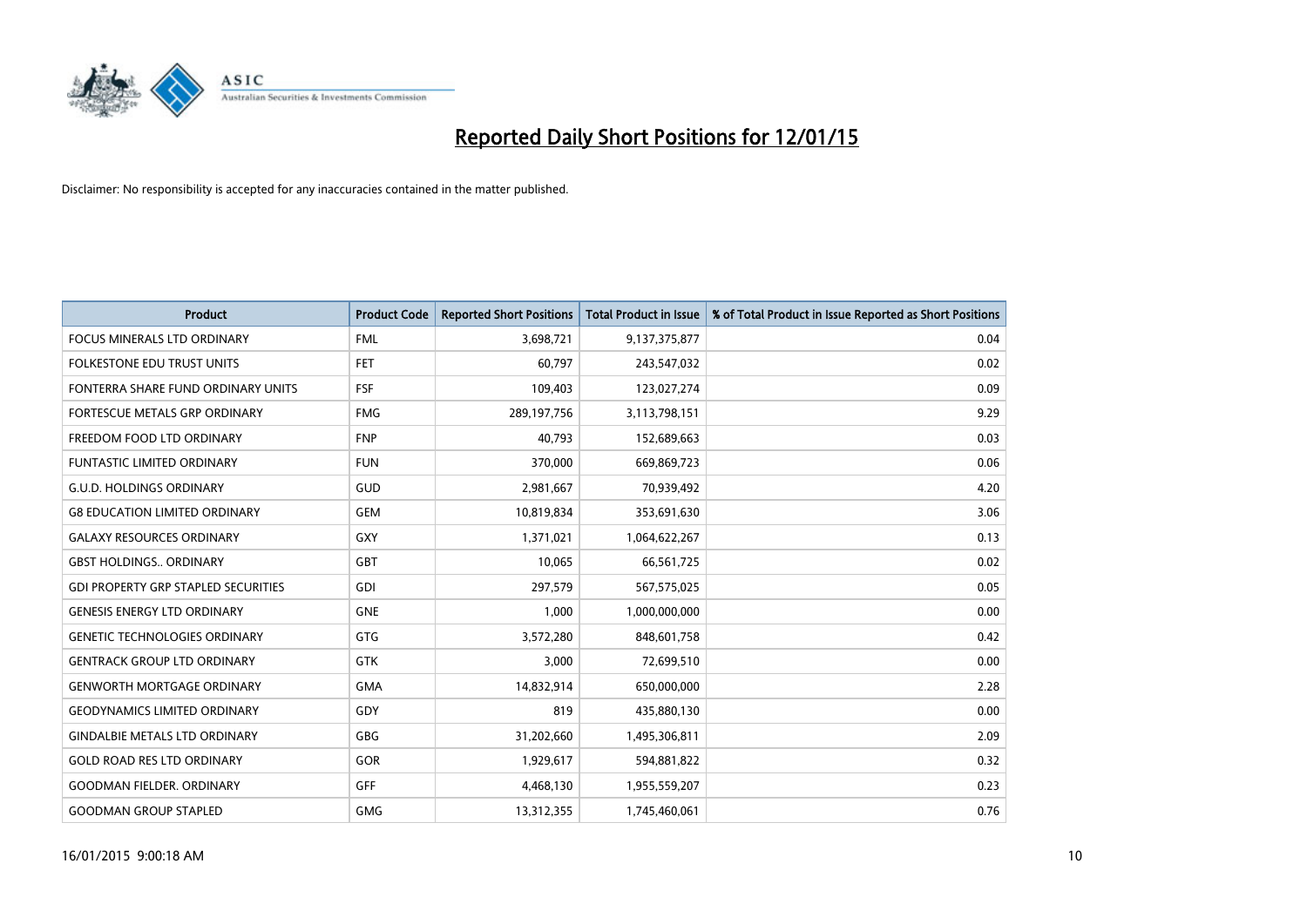# Reported Daily Short Positions for 12/01/15

Disclaimer: No responsibility is accepted for any inaccuracies contained in the matter published.

| Product | Product Code | Reported Short Positions | Total Product in Issue | % of Total Product in Issue Reported as Short Positions |
|---|---|---|---|---|
| FOCUS MINERALS LTD ORDINARY | FML | 3,698,721 | 9,137,375,877 | 0.04 |
| FOLKESTONE EDU TRUST UNITS | FET | 60,797 | 243,547,032 | 0.02 |
| FONTERRA SHARE FUND ORDINARY UNITS | FSF | 109,403 | 123,027,274 | 0.09 |
| FORTESCUE METALS GRP ORDINARY | FMG | 289,197,756 | 3,113,798,151 | 9.29 |
| FREEDOM FOOD LTD ORDINARY | FNP | 40,793 | 152,689,663 | 0.03 |
| FUNTASTIC LIMITED ORDINARY | FUN | 370,000 | 669,869,723 | 0.06 |
| G.U.D. HOLDINGS ORDINARY | GUD | 2,981,667 | 70,939,492 | 4.20 |
| G8 EDUCATION LIMITED ORDINARY | GEM | 10,819,834 | 353,691,630 | 3.06 |
| GALAXY RESOURCES ORDINARY | GXY | 1,371,021 | 1,064,622,267 | 0.13 |
| GBST HOLDINGS.. ORDINARY | GBT | 10,065 | 66,561,725 | 0.02 |
| GDI PROPERTY GRP STAPLED SECURITIES | GDI | 297,579 | 567,575,025 | 0.05 |
| GENESIS ENERGY LTD ORDINARY | GNE | 1,000 | 1,000,000,000 | 0.00 |
| GENETIC TECHNOLOGIES ORDINARY | GTG | 3,572,280 | 848,601,758 | 0.42 |
| GENTRACK GROUP LTD ORDINARY | GTK | 3,000 | 72,699,510 | 0.00 |
| GENWORTH MORTGAGE ORDINARY | GMA | 14,832,914 | 650,000,000 | 2.28 |
| GEODYNAMICS LIMITED ORDINARY | GDY | 819 | 435,880,130 | 0.00 |
| GINDALBIE METALS LTD ORDINARY | GBG | 31,202,660 | 1,495,306,811 | 2.09 |
| GOLD ROAD RES LTD ORDINARY | GOR | 1,929,617 | 594,881,822 | 0.32 |
| GOODMAN FIELDER. ORDINARY | GFF | 4,468,130 | 1,955,559,207 | 0.23 |
| GOODMAN GROUP STAPLED | GMG | 13,312,355 | 1,745,460,061 | 0.76 |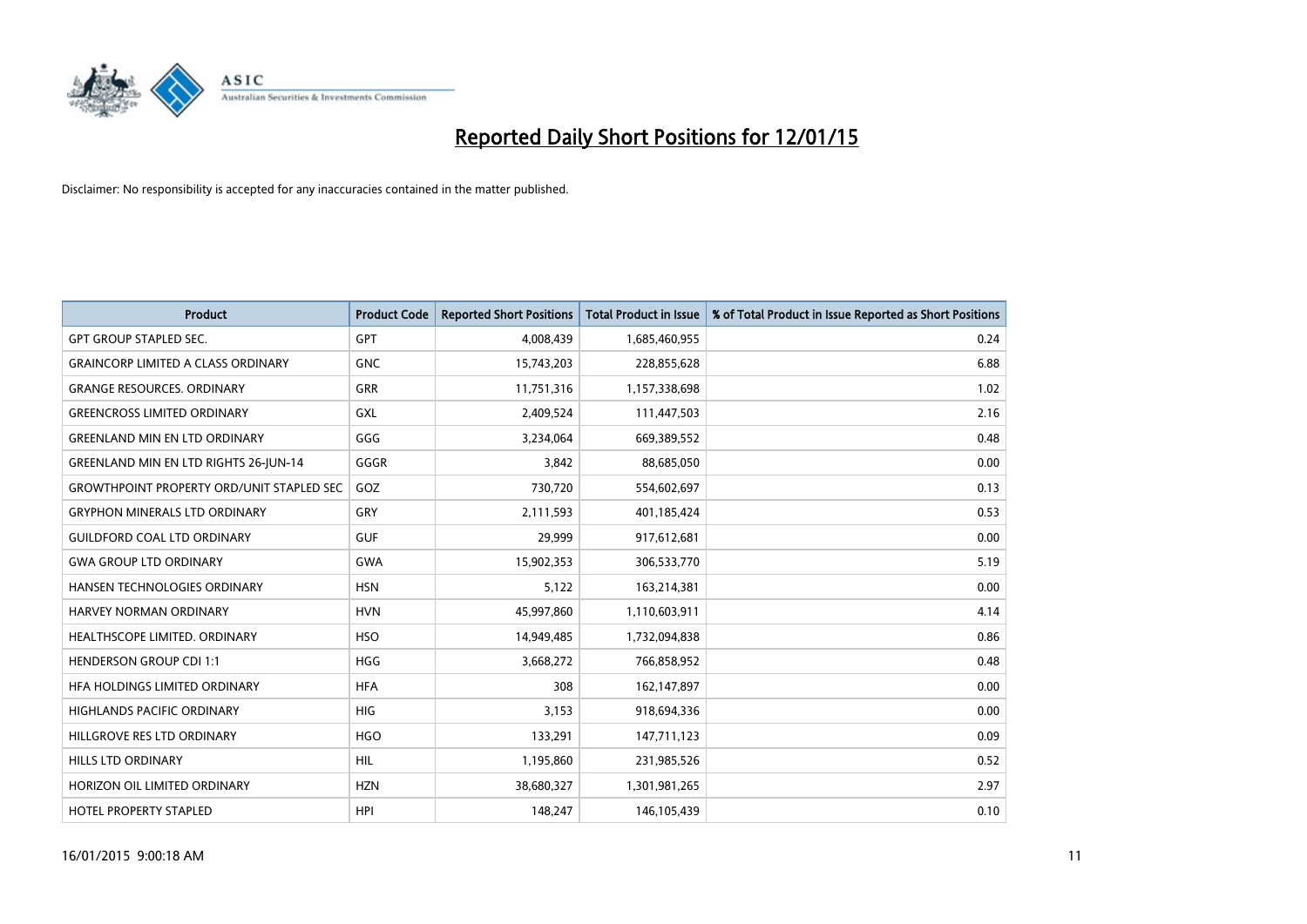# Reported Daily Short Positions for 12/01/15

Disclaimer: No responsibility is accepted for any inaccuracies contained in the matter published.

| Product | Product Code | Reported Short Positions | Total Product in Issue | % of Total Product in Issue Reported as Short Positions |
|---|---|---|---|---|
| GPT GROUP STAPLED SEC. | GPT | 4,008,439 | 1,685,460,955 | 0.24 |
| GRAINCORP LIMITED A CLASS ORDINARY | GNC | 15,743,203 | 228,855,628 | 6.88 |
| GRANGE RESOURCES. ORDINARY | GRR | 11,751,316 | 1,157,338,698 | 1.02 |
| GREENCROSS LIMITED ORDINARY | GXL | 2,409,524 | 111,447,503 | 2.16 |
| GREENLAND MIN EN LTD ORDINARY | GGG | 3,234,064 | 669,389,552 | 0.48 |
| GREENLAND MIN EN LTD RIGHTS 26-JUN-14 | GGGR | 3,842 | 88,685,050 | 0.00 |
| GROWTHPOINT PROPERTY ORD/UNIT STAPLED SEC | GOZ | 730,720 | 554,602,697 | 0.13 |
| GRYPHON MINERALS LTD ORDINARY | GRY | 2,111,593 | 401,185,424 | 0.53 |
| GUILDFORD COAL LTD ORDINARY | GUF | 29,999 | 917,612,681 | 0.00 |
| GWA GROUP LTD ORDINARY | GWA | 15,902,353 | 306,533,770 | 5.19 |
| HANSEN TECHNOLOGIES ORDINARY | HSN | 5,122 | 163,214,381 | 0.00 |
| HARVEY NORMAN ORDINARY | HVN | 45,997,860 | 1,110,603,911 | 4.14 |
| HEALTHSCOPE LIMITED. ORDINARY | HSO | 14,949,485 | 1,732,094,838 | 0.86 |
| HENDERSON GROUP CDI 1:1 | HGG | 3,668,272 | 766,858,952 | 0.48 |
| HFA HOLDINGS LIMITED ORDINARY | HFA | 308 | 162,147,897 | 0.00 |
| HIGHLANDS PACIFIC ORDINARY | HIG | 3,153 | 918,694,336 | 0.00 |
| HILLGROVE RES LTD ORDINARY | HGO | 133,291 | 147,711,123 | 0.09 |
| HILLS LTD ORDINARY | HIL | 1,195,860 | 231,985,526 | 0.52 |
| HORIZON OIL LIMITED ORDINARY | HZN | 38,680,327 | 1,301,981,265 | 2.97 |
| HOTEL PROPERTY STAPLED | HPI | 148,247 | 146,105,439 | 0.10 |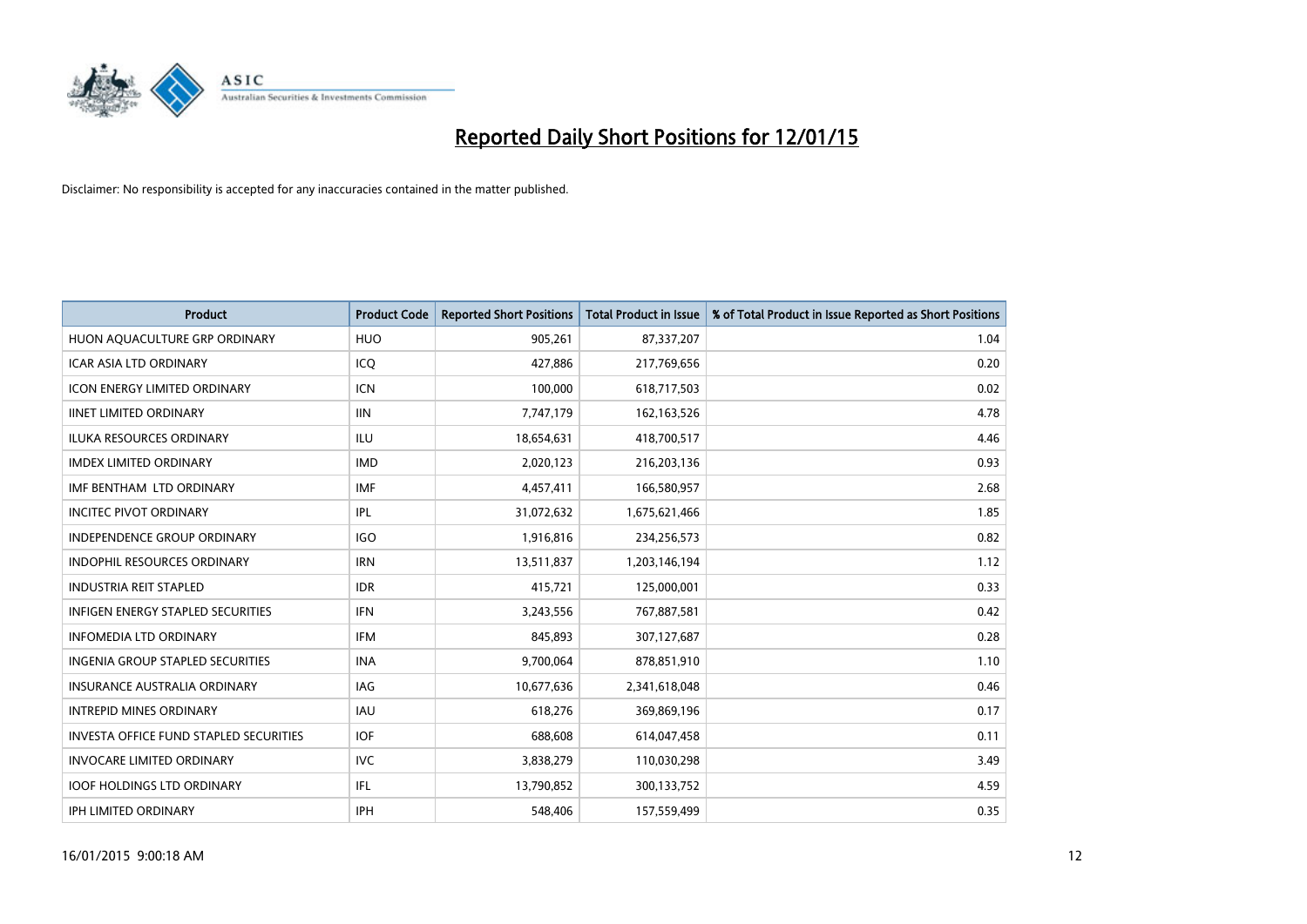# Reported Daily Short Positions for 12/01/15

Disclaimer: No responsibility is accepted for any inaccuracies contained in the matter published.

| Product | Product Code | Reported Short Positions | Total Product in Issue | % of Total Product in Issue Reported as Short Positions |
|---|---|---|---|---|
| HUON AQUACULTURE GRP ORDINARY | HUO | 905,261 | 87,337,207 | 1.04 |
| ICAR ASIA LTD ORDINARY | ICQ | 427,886 | 217,769,656 | 0.20 |
| ICON ENERGY LIMITED ORDINARY | ICN | 100,000 | 618,717,503 | 0.02 |
| IINET LIMITED ORDINARY | IIN | 7,747,179 | 162,163,526 | 4.78 |
| ILUKA RESOURCES ORDINARY | ILU | 18,654,631 | 418,700,517 | 4.46 |
| IMDEX LIMITED ORDINARY | IMD | 2,020,123 | 216,203,136 | 0.93 |
| IMF BENTHAM LTD ORDINARY | IMF | 4,457,411 | 166,580,957 | 2.68 |
| INCITEC PIVOT ORDINARY | IPL | 31,072,632 | 1,675,621,466 | 1.85 |
| INDEPENDENCE GROUP ORDINARY | IGO | 1,916,816 | 234,256,573 | 0.82 |
| INDOPHIL RESOURCES ORDINARY | IRN | 13,511,837 | 1,203,146,194 | 1.12 |
| INDUSTRIA REIT STAPLED | IDR | 415,721 | 125,000,001 | 0.33 |
| INFIGEN ENERGY STAPLED SECURITIES | IFN | 3,243,556 | 767,887,581 | 0.42 |
| INFOMEDIA LTD ORDINARY | IFM | 845,893 | 307,127,687 | 0.28 |
| INGENIA GROUP STAPLED SECURITIES | INA | 9,700,064 | 878,851,910 | 1.10 |
| INSURANCE AUSTRALIA ORDINARY | IAG | 10,677,636 | 2,341,618,048 | 0.46 |
| INTREPID MINES ORDINARY | IAU | 618,276 | 369,869,196 | 0.17 |
| INVESTA OFFICE FUND STAPLED SECURITIES | IOF | 688,608 | 614,047,458 | 0.11 |
| INVOCARE LIMITED ORDINARY | IVC | 3,838,279 | 110,030,298 | 3.49 |
| IOOF HOLDINGS LTD ORDINARY | IFL | 13,790,852 | 300,133,752 | 4.59 |
| IPH LIMITED ORDINARY | IPH | 548,406 | 157,559,499 | 0.35 |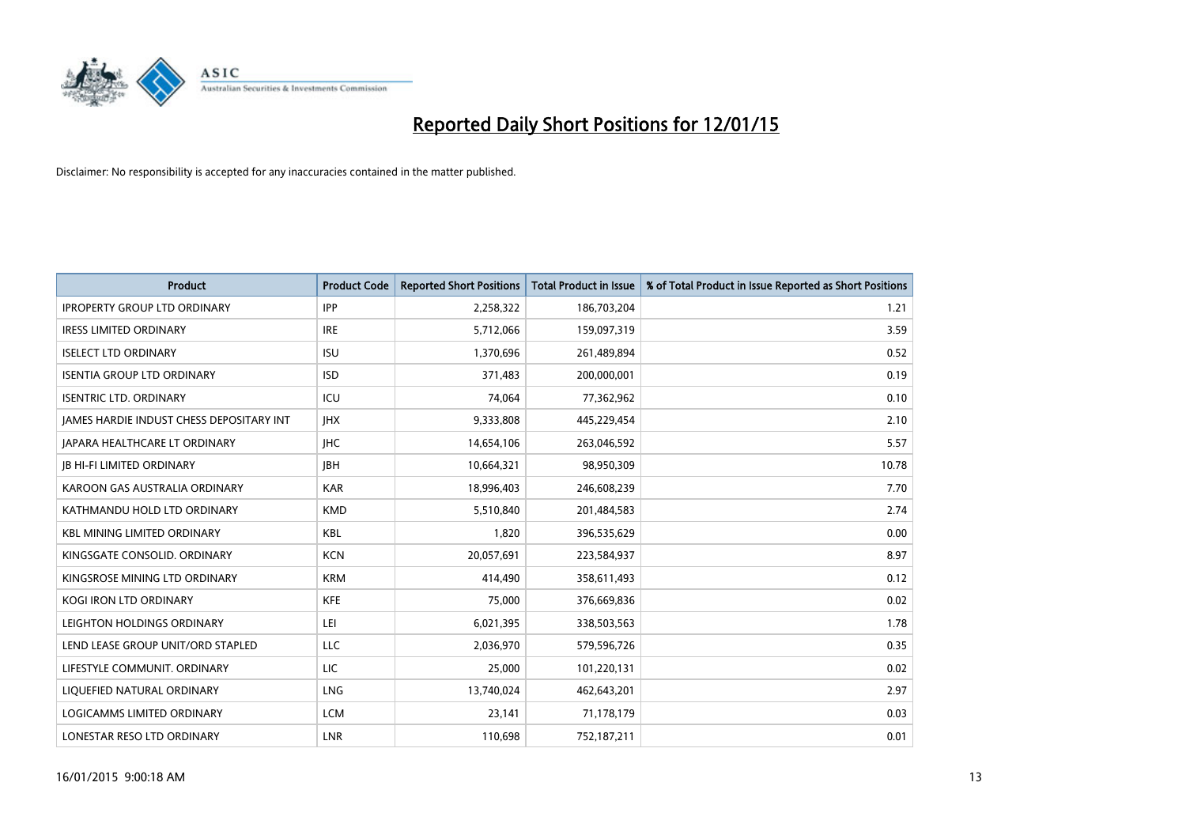# Reported Daily Short Positions for 12/01/15

Disclaimer: No responsibility is accepted for any inaccuracies contained in the matter published.

| Product | Product Code | Reported Short Positions | Total Product in Issue | % of Total Product in Issue Reported as Short Positions |
|---|---|---|---|---|
| IPROPERTY GROUP LTD ORDINARY | IPP | 2,258,322 | 186,703,204 | 1.21 |
| IRESS LIMITED ORDINARY | IRE | 5,712,066 | 159,097,319 | 3.59 |
| ISELECT LTD ORDINARY | ISU | 1,370,696 | 261,489,894 | 0.52 |
| ISENTIA GROUP LTD ORDINARY | ISD | 371,483 | 200,000,001 | 0.19 |
| ISENTRIC LTD. ORDINARY | ICU | 74,064 | 77,362,962 | 0.10 |
| JAMES HARDIE INDUST CHESS DEPOSITARY INT | JHX | 9,333,808 | 445,229,454 | 2.10 |
| JAPARA HEALTHCARE LT ORDINARY | JHC | 14,654,106 | 263,046,592 | 5.57 |
| JB HI-FI LIMITED ORDINARY | JBH | 10,664,321 | 98,950,309 | 10.78 |
| KAROON GAS AUSTRALIA ORDINARY | KAR | 18,996,403 | 246,608,239 | 7.70 |
| KATHMANDU HOLD LTD ORDINARY | KMD | 5,510,840 | 201,484,583 | 2.74 |
| KBL MINING LIMITED ORDINARY | KBL | 1,820 | 396,535,629 | 0.00 |
| KINGSGATE CONSOLID. ORDINARY | KCN | 20,057,691 | 223,584,937 | 8.97 |
| KINGSROSE MINING LTD ORDINARY | KRM | 414,490 | 358,611,493 | 0.12 |
| KOGI IRON LTD ORDINARY | KFE | 75,000 | 376,669,836 | 0.02 |
| LEIGHTON HOLDINGS ORDINARY | LEI | 6,021,395 | 338,503,563 | 1.78 |
| LEND LEASE GROUP UNIT/ORD STAPLED | LLC | 2,036,970 | 579,596,726 | 0.35 |
| LIFESTYLE COMMUNIT. ORDINARY | LIC | 25,000 | 101,220,131 | 0.02 |
| LIQUEFIED NATURAL ORDINARY | LNG | 13,740,024 | 462,643,201 | 2.97 |
| LOGICAMMS LIMITED ORDINARY | LCM | 23,141 | 71,178,179 | 0.03 |
| LONESTAR RESO LTD ORDINARY | LNR | 110,698 | 752,187,211 | 0.01 |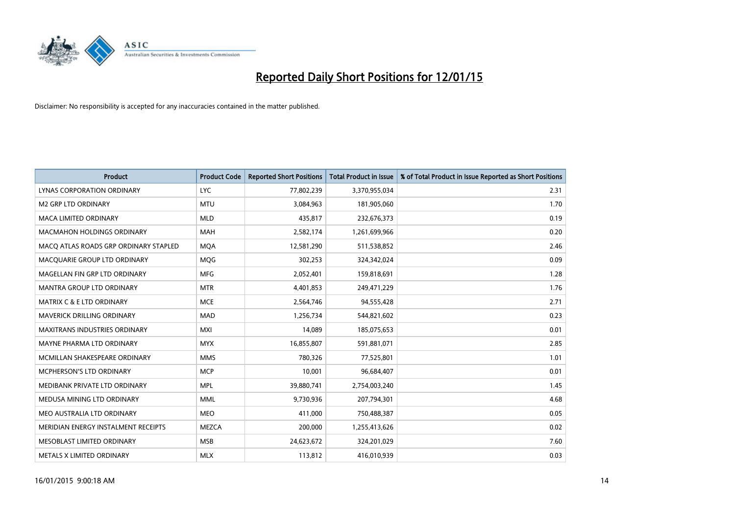# Reported Daily Short Positions for 12/01/15

Disclaimer: No responsibility is accepted for any inaccuracies contained in the matter published.

| Product | Product Code | Reported Short Positions | Total Product in Issue | % of Total Product in Issue Reported as Short Positions |
|---|---|---|---|---|
| LYNAS CORPORATION ORDINARY | LYC | 77,802,239 | 3,370,955,034 | 2.31 |
| M2 GRP LTD ORDINARY | MTU | 3,084,963 | 181,905,060 | 1.70 |
| MACA LIMITED ORDINARY | MLD | 435,817 | 232,676,373 | 0.19 |
| MACMAHON HOLDINGS ORDINARY | MAH | 2,582,174 | 1,261,699,966 | 0.20 |
| MACQ ATLAS ROADS GRP ORDINARY STAPLED | MQA | 12,581,290 | 511,538,852 | 2.46 |
| MACQUARIE GROUP LTD ORDINARY | MQG | 302,253 | 324,342,024 | 0.09 |
| MAGELLAN FIN GRP LTD ORDINARY | MFG | 2,052,401 | 159,818,691 | 1.28 |
| MANTRA GROUP LTD ORDINARY | MTR | 4,401,853 | 249,471,229 | 1.76 |
| MATRIX C & E LTD ORDINARY | MCE | 2,564,746 | 94,555,428 | 2.71 |
| MAVERICK DRILLING ORDINARY | MAD | 1,256,734 | 544,821,602 | 0.23 |
| MAXITRANS INDUSTRIES ORDINARY | MXI | 14,089 | 185,075,653 | 0.01 |
| MAYNE PHARMA LTD ORDINARY | MYX | 16,855,807 | 591,881,071 | 2.85 |
| MCMILLAN SHAKESPEARE ORDINARY | MMS | 780,326 | 77,525,801 | 1.01 |
| MCPHERSON'S LTD ORDINARY | MCP | 10,001 | 96,684,407 | 0.01 |
| MEDIBANK PRIVATE LTD ORDINARY | MPL | 39,880,741 | 2,754,003,240 | 1.45 |
| MEDUSA MINING LTD ORDINARY | MML | 9,730,936 | 207,794,301 | 4.68 |
| MEO AUSTRALIA LTD ORDINARY | MEO | 411,000 | 750,488,387 | 0.05 |
| MERIDIAN ENERGY INSTALMENT RECEIPTS | MEZCA | 200,000 | 1,255,413,626 | 0.02 |
| MESOBLAST LIMITED ORDINARY | MSB | 24,623,672 | 324,201,029 | 7.60 |
| METALS X LIMITED ORDINARY | MLX | 113,812 | 416,010,939 | 0.03 |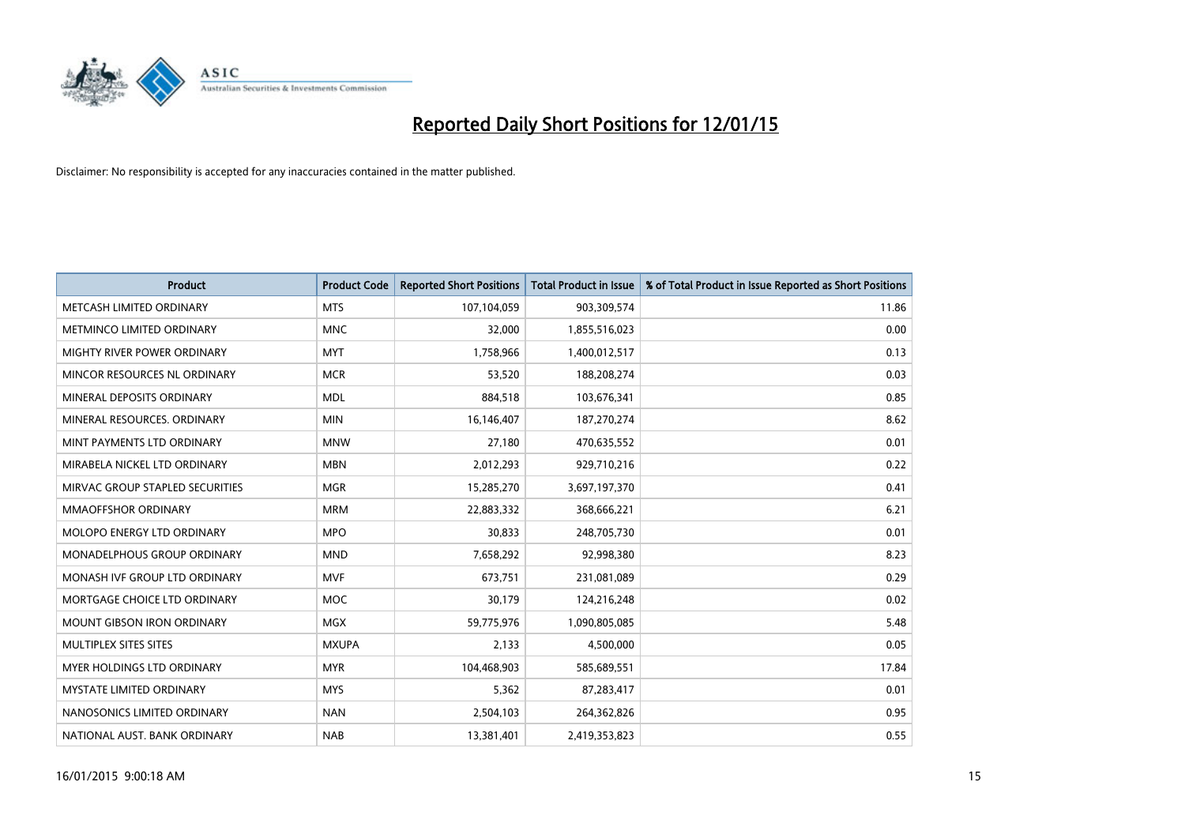# Reported Daily Short Positions for 12/01/15

Disclaimer: No responsibility is accepted for any inaccuracies contained in the matter published.

| Product | Product Code | Reported Short Positions | Total Product in Issue | % of Total Product in Issue Reported as Short Positions |
|---|---|---|---|---|
| METCASH LIMITED ORDINARY | MTS | 107,104,059 | 903,309,574 | 11.86 |
| METMINCO LIMITED ORDINARY | MNC | 32,000 | 1,855,516,023 | 0.00 |
| MIGHTY RIVER POWER ORDINARY | MYT | 1,758,966 | 1,400,012,517 | 0.13 |
| MINCOR RESOURCES NL ORDINARY | MCR | 53,520 | 188,208,274 | 0.03 |
| MINERAL DEPOSITS ORDINARY | MDL | 884,518 | 103,676,341 | 0.85 |
| MINERAL RESOURCES. ORDINARY | MIN | 16,146,407 | 187,270,274 | 8.62 |
| MINT PAYMENTS LTD ORDINARY | MNW | 27,180 | 470,635,552 | 0.01 |
| MIRABELA NICKEL LTD ORDINARY | MBN | 2,012,293 | 929,710,216 | 0.22 |
| MIRVAC GROUP STAPLED SECURITIES | MGR | 15,285,270 | 3,697,197,370 | 0.41 |
| MMAOFFSHOR ORDINARY | MRM | 22,883,332 | 368,666,221 | 6.21 |
| MOLOPO ENERGY LTD ORDINARY | MPO | 30,833 | 248,705,730 | 0.01 |
| MONADELPHOUS GROUP ORDINARY | MND | 7,658,292 | 92,998,380 | 8.23 |
| MONASH IVF GROUP LTD ORDINARY | MVF | 673,751 | 231,081,089 | 0.29 |
| MORTGAGE CHOICE LTD ORDINARY | MOC | 30,179 | 124,216,248 | 0.02 |
| MOUNT GIBSON IRON ORDINARY | MGX | 59,775,976 | 1,090,805,085 | 5.48 |
| MULTIPLEX SITES SITES | MXUPA | 2,133 | 4,500,000 | 0.05 |
| MYER HOLDINGS LTD ORDINARY | MYR | 104,468,903 | 585,689,551 | 17.84 |
| MYSTATE LIMITED ORDINARY | MYS | 5,362 | 87,283,417 | 0.01 |
| NANOSONICS LIMITED ORDINARY | NAN | 2,504,103 | 264,362,826 | 0.95 |
| NATIONAL AUST. BANK ORDINARY | NAB | 13,381,401 | 2,419,353,823 | 0.55 |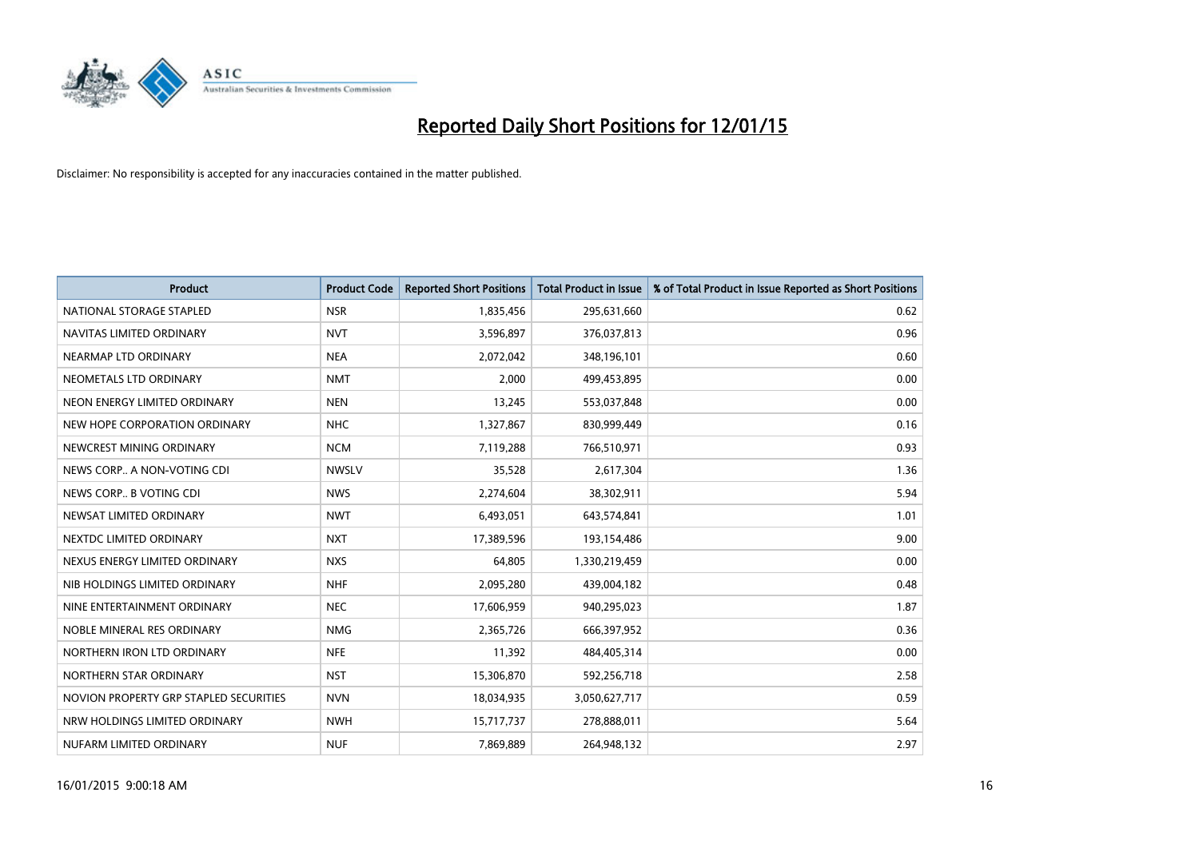# Reported Daily Short Positions for 12/01/15

Disclaimer: No responsibility is accepted for any inaccuracies contained in the matter published.

| Product | Product Code | Reported Short Positions | Total Product in Issue | % of Total Product in Issue Reported as Short Positions |
|---|---|---|---|---|
| NATIONAL STORAGE STAPLED | NSR | 1,835,456 | 295,631,660 | 0.62 |
| NAVITAS LIMITED ORDINARY | NVT | 3,596,897 | 376,037,813 | 0.96 |
| NEARMAP LTD ORDINARY | NEA | 2,072,042 | 348,196,101 | 0.60 |
| NEOMETALS LTD ORDINARY | NMT | 2,000 | 499,453,895 | 0.00 |
| NEON ENERGY LIMITED ORDINARY | NEN | 13,245 | 553,037,848 | 0.00 |
| NEW HOPE CORPORATION ORDINARY | NHC | 1,327,867 | 830,999,449 | 0.16 |
| NEWCREST MINING ORDINARY | NCM | 7,119,288 | 766,510,971 | 0.93 |
| NEWS CORP.. A NON-VOTING CDI | NWSLV | 35,528 | 2,617,304 | 1.36 |
| NEWS CORP.. B VOTING CDI | NWS | 2,274,604 | 38,302,911 | 5.94 |
| NEWSAT LIMITED ORDINARY | NWT | 6,493,051 | 643,574,841 | 1.01 |
| NEXTDC LIMITED ORDINARY | NXT | 17,389,596 | 193,154,486 | 9.00 |
| NEXUS ENERGY LIMITED ORDINARY | NXS | 64,805 | 1,330,219,459 | 0.00 |
| NIB HOLDINGS LIMITED ORDINARY | NHF | 2,095,280 | 439,004,182 | 0.48 |
| NINE ENTERTAINMENT ORDINARY | NEC | 17,606,959 | 940,295,023 | 1.87 |
| NOBLE MINERAL RES ORDINARY | NMG | 2,365,726 | 666,397,952 | 0.36 |
| NORTHERN IRON LTD ORDINARY | NFE | 11,392 | 484,405,314 | 0.00 |
| NORTHERN STAR ORDINARY | NST | 15,306,870 | 592,256,718 | 2.58 |
| NOVION PROPERTY GRP STAPLED SECURITIES | NVN | 18,034,935 | 3,050,627,717 | 0.59 |
| NRW HOLDINGS LIMITED ORDINARY | NWH | 15,717,737 | 278,888,011 | 5.64 |
| NUFARM LIMITED ORDINARY | NUF | 7,869,889 | 264,948,132 | 2.97 |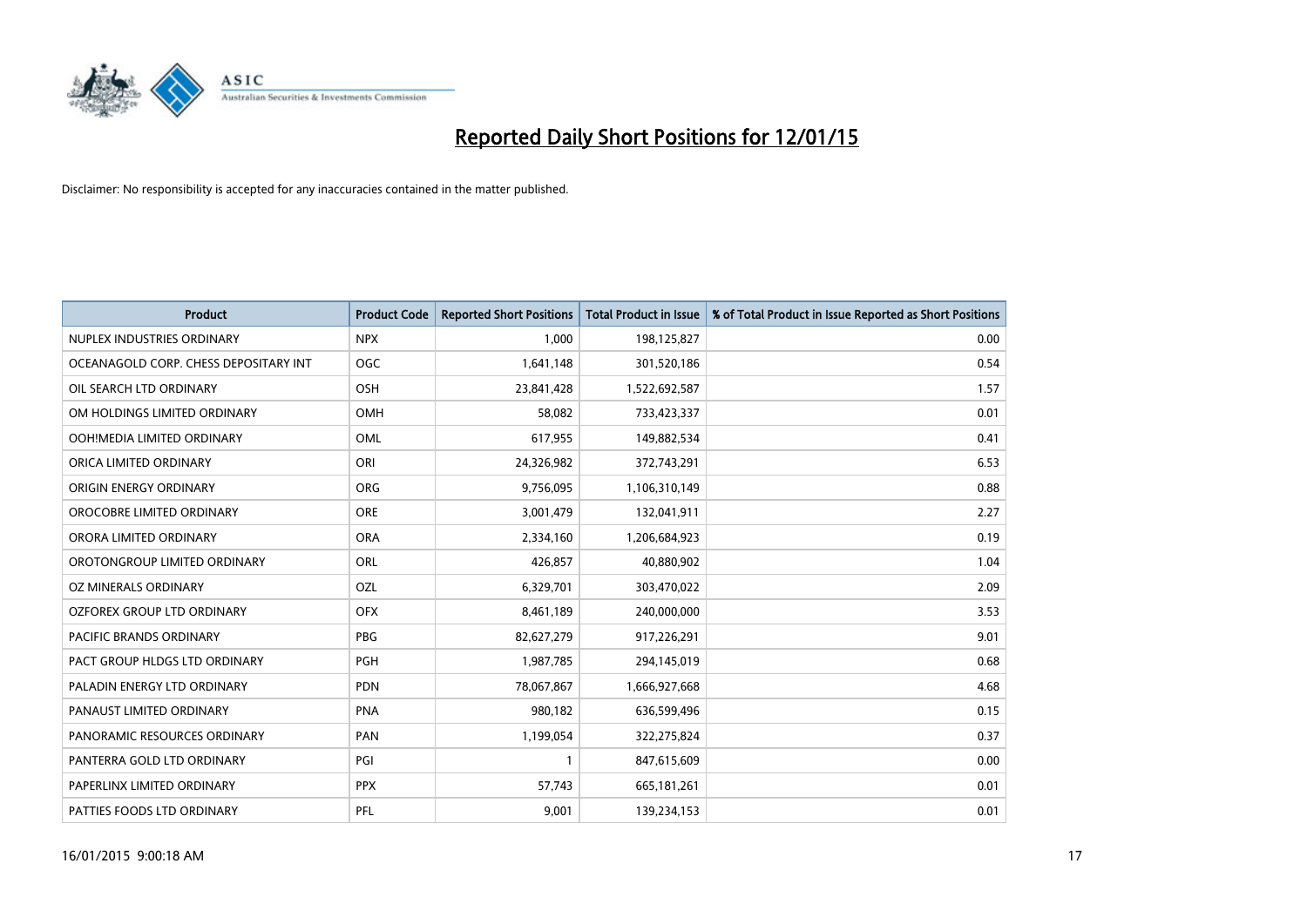# Reported Daily Short Positions for 12/01/15

Disclaimer: No responsibility is accepted for any inaccuracies contained in the matter published.

| Product | Product Code | Reported Short Positions | Total Product in Issue | % of Total Product in Issue Reported as Short Positions |
|---|---|---|---|---|
| NUPLEX INDUSTRIES ORDINARY | NPX | 1,000 | 198,125,827 | 0.00 |
| OCEANAGOLD CORP. CHESS DEPOSITARY INT | OGC | 1,641,148 | 301,520,186 | 0.54 |
| OIL SEARCH LTD ORDINARY | OSH | 23,841,428 | 1,522,692,587 | 1.57 |
| OM HOLDINGS LIMITED ORDINARY | OMH | 58,082 | 733,423,337 | 0.01 |
| OOH!MEDIA LIMITED ORDINARY | OML | 617,955 | 149,882,534 | 0.41 |
| ORICA LIMITED ORDINARY | ORI | 24,326,982 | 372,743,291 | 6.53 |
| ORIGIN ENERGY ORDINARY | ORG | 9,756,095 | 1,106,310,149 | 0.88 |
| OROCOBRE LIMITED ORDINARY | ORE | 3,001,479 | 132,041,911 | 2.27 |
| ORORA LIMITED ORDINARY | ORA | 2,334,160 | 1,206,684,923 | 0.19 |
| OROTONGROUP LIMITED ORDINARY | ORL | 426,857 | 40,880,902 | 1.04 |
| OZ MINERALS ORDINARY | OZL | 6,329,701 | 303,470,022 | 2.09 |
| OZFOREX GROUP LTD ORDINARY | OFX | 8,461,189 | 240,000,000 | 3.53 |
| PACIFIC BRANDS ORDINARY | PBG | 82,627,279 | 917,226,291 | 9.01 |
| PACT GROUP HLDGS LTD ORDINARY | PGH | 1,987,785 | 294,145,019 | 0.68 |
| PALADIN ENERGY LTD ORDINARY | PDN | 78,067,867 | 1,666,927,668 | 4.68 |
| PANAUST LIMITED ORDINARY | PNA | 980,182 | 636,599,496 | 0.15 |
| PANORAMIC RESOURCES ORDINARY | PAN | 1,199,054 | 322,275,824 | 0.37 |
| PANTERRA GOLD LTD ORDINARY | PGI | 1 | 847,615,609 | 0.00 |
| PAPERLINX LIMITED ORDINARY | PPX | 57,743 | 665,181,261 | 0.01 |
| PATTIES FOODS LTD ORDINARY | PFL | 9,001 | 139,234,153 | 0.01 |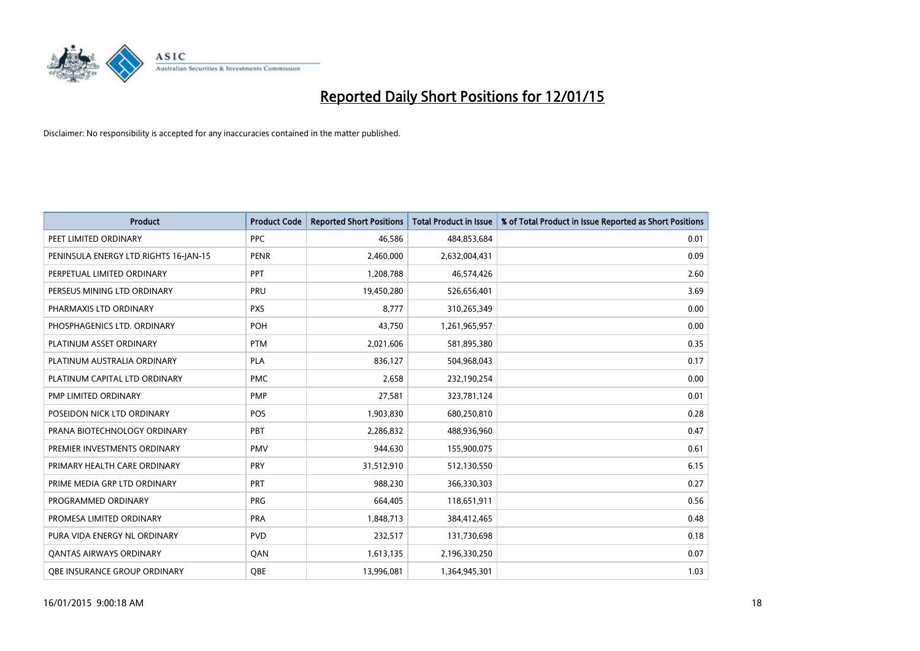# Reported Daily Short Positions for 12/01/15

Disclaimer: No responsibility is accepted for any inaccuracies contained in the matter published.

| Product | Product Code | Reported Short Positions | Total Product in Issue | % of Total Product in Issue Reported as Short Positions |
|---|---|---|---|---|
| PEET LIMITED ORDINARY | PPC | 46,586 | 484,853,684 | 0.01 |
| PENINSULA ENERGY LTD RIGHTS 16-JAN-15 | PENR | 2,460,000 | 2,632,004,431 | 0.09 |
| PERPETUAL LIMITED ORDINARY | PPT | 1,208,788 | 46,574,426 | 2.60 |
| PERSEUS MINING LTD ORDINARY | PRU | 19,450,280 | 526,656,401 | 3.69 |
| PHARMAXIS LTD ORDINARY | PXS | 8,777 | 310,265,349 | 0.00 |
| PHOSPHAGENICS LTD. ORDINARY | POH | 43,750 | 1,261,965,957 | 0.00 |
| PLATINUM ASSET ORDINARY | PTM | 2,021,606 | 581,895,380 | 0.35 |
| PLATINUM AUSTRALIA ORDINARY | PLA | 836,127 | 504,968,043 | 0.17 |
| PLATINUM CAPITAL LTD ORDINARY | PMC | 2,658 | 232,190,254 | 0.00 |
| PMP LIMITED ORDINARY | PMP | 27,581 | 323,781,124 | 0.01 |
| POSEIDON NICK LTD ORDINARY | POS | 1,903,830 | 680,250,810 | 0.28 |
| PRANA BIOTECHNOLOGY ORDINARY | PBT | 2,286,832 | 488,936,960 | 0.47 |
| PREMIER INVESTMENTS ORDINARY | PMV | 944,630 | 155,900,075 | 0.61 |
| PRIMARY HEALTH CARE ORDINARY | PRY | 31,512,910 | 512,130,550 | 6.15 |
| PRIME MEDIA GRP LTD ORDINARY | PRT | 988,230 | 366,330,303 | 0.27 |
| PROGRAMMED ORDINARY | PRG | 664,405 | 118,651,911 | 0.56 |
| PROMESA LIMITED ORDINARY | PRA | 1,848,713 | 384,412,465 | 0.48 |
| PURA VIDA ENERGY NL ORDINARY | PVD | 232,517 | 131,730,698 | 0.18 |
| QANTAS AIRWAYS ORDINARY | QAN | 1,613,135 | 2,196,330,250 | 0.07 |
| QBE INSURANCE GROUP ORDINARY | QBE | 13,996,081 | 1,364,945,301 | 1.03 |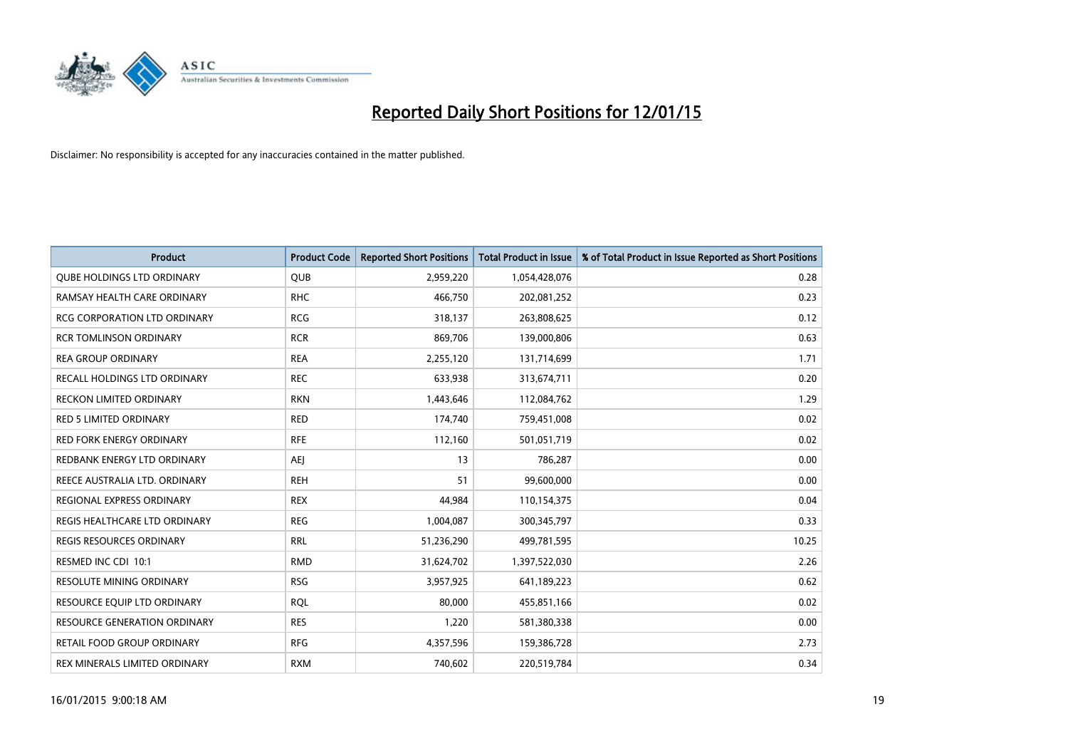# Reported Daily Short Positions for 12/01/15

Disclaimer: No responsibility is accepted for any inaccuracies contained in the matter published.

| Product | Product Code | Reported Short Positions | Total Product in Issue | % of Total Product in Issue Reported as Short Positions |
|---|---|---|---|---|
| QUBE HOLDINGS LTD ORDINARY | QUB | 2,959,220 | 1,054,428,076 | 0.28 |
| RAMSAY HEALTH CARE ORDINARY | RHC | 466,750 | 202,081,252 | 0.23 |
| RCG CORPORATION LTD ORDINARY | RCG | 318,137 | 263,808,625 | 0.12 |
| RCR TOMLINSON ORDINARY | RCR | 869,706 | 139,000,806 | 0.63 |
| REA GROUP ORDINARY | REA | 2,255,120 | 131,714,699 | 1.71 |
| RECALL HOLDINGS LTD ORDINARY | REC | 633,938 | 313,674,711 | 0.20 |
| RECKON LIMITED ORDINARY | RKN | 1,443,646 | 112,084,762 | 1.29 |
| RED 5 LIMITED ORDINARY | RED | 174,740 | 759,451,008 | 0.02 |
| RED FORK ENERGY ORDINARY | RFE | 112,160 | 501,051,719 | 0.02 |
| REDBANK ENERGY LTD ORDINARY | AEJ | 13 | 786,287 | 0.00 |
| REECE AUSTRALIA LTD. ORDINARY | REH | 51 | 99,600,000 | 0.00 |
| REGIONAL EXPRESS ORDINARY | REX | 44,984 | 110,154,375 | 0.04 |
| REGIS HEALTHCARE LTD ORDINARY | REG | 1,004,087 | 300,345,797 | 0.33 |
| REGIS RESOURCES ORDINARY | RRL | 51,236,290 | 499,781,595 | 10.25 |
| RESMED INC CDI 10:1 | RMD | 31,624,702 | 1,397,522,030 | 2.26 |
| RESOLUTE MINING ORDINARY | RSG | 3,957,925 | 641,189,223 | 0.62 |
| RESOURCE EQUIP LTD ORDINARY | RQL | 80,000 | 455,851,166 | 0.02 |
| RESOURCE GENERATION ORDINARY | RES | 1,220 | 581,380,338 | 0.00 |
| RETAIL FOOD GROUP ORDINARY | RFG | 4,357,596 | 159,386,728 | 2.73 |
| REX MINERALS LIMITED ORDINARY | RXM | 740,602 | 220,519,784 | 0.34 |

16/01/2015 9:00:18 AM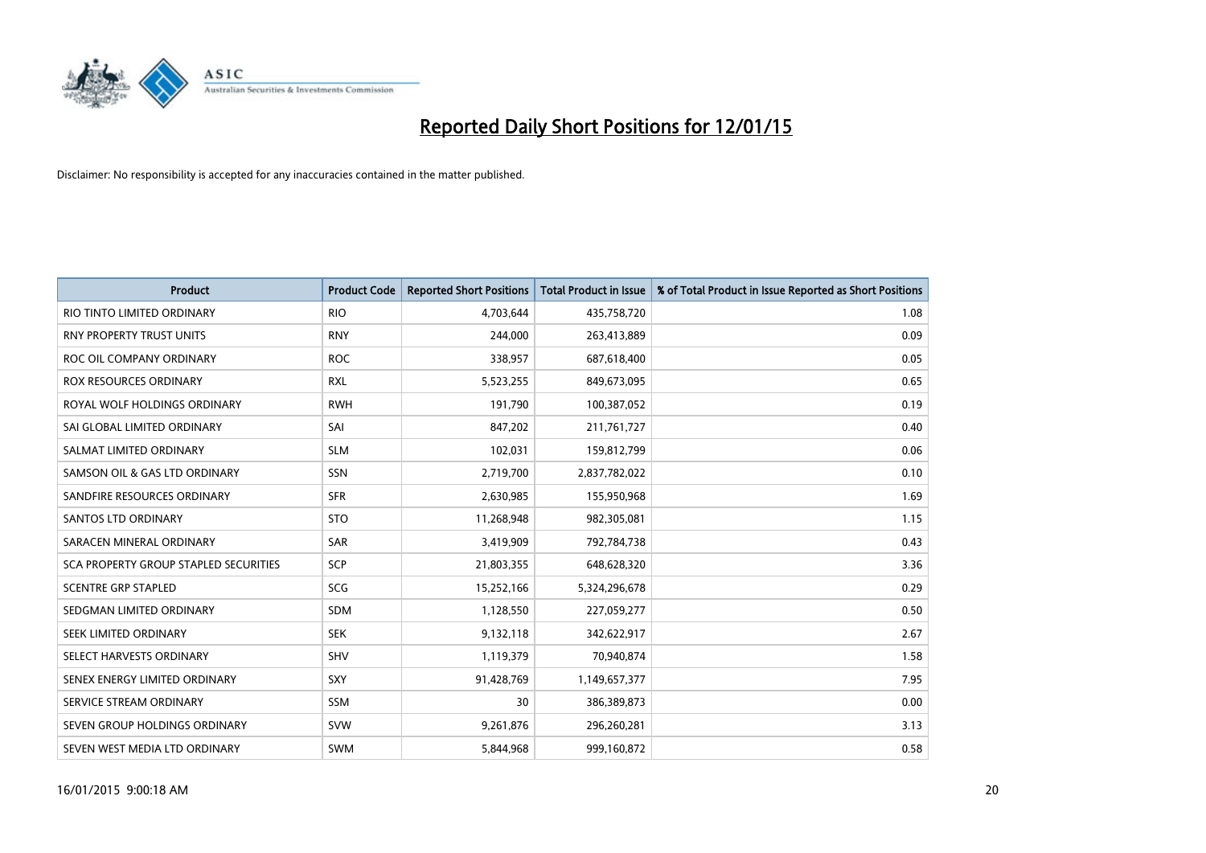# Reported Daily Short Positions for 12/01/15

Disclaimer: No responsibility is accepted for any inaccuracies contained in the matter published.

| Product | Product Code | Reported Short Positions | Total Product in Issue | % of Total Product in Issue Reported as Short Positions |
|---|---|---|---|---|
| RIO TINTO LIMITED ORDINARY | RIO | 4,703,644 | 435,758,720 | 1.08 |
| RNY PROPERTY TRUST UNITS | RNY | 244,000 | 263,413,889 | 0.09 |
| ROC OIL COMPANY ORDINARY | ROC | 338,957 | 687,618,400 | 0.05 |
| ROX RESOURCES ORDINARY | RXL | 5,523,255 | 849,673,095 | 0.65 |
| ROYAL WOLF HOLDINGS ORDINARY | RWH | 191,790 | 100,387,052 | 0.19 |
| SAI GLOBAL LIMITED ORDINARY | SAI | 847,202 | 211,761,727 | 0.40 |
| SALMAT LIMITED ORDINARY | SLM | 102,031 | 159,812,799 | 0.06 |
| SAMSON OIL & GAS LTD ORDINARY | SSN | 2,719,700 | 2,837,782,022 | 0.10 |
| SANDFIRE RESOURCES ORDINARY | SFR | 2,630,985 | 155,950,968 | 1.69 |
| SANTOS LTD ORDINARY | STO | 11,268,948 | 982,305,081 | 1.15 |
| SARACEN MINERAL ORDINARY | SAR | 3,419,909 | 792,784,738 | 0.43 |
| SCA PROPERTY GROUP STAPLED SECURITIES | SCP | 21,803,355 | 648,628,320 | 3.36 |
| SCENTRE GRP STAPLED | SCG | 15,252,166 | 5,324,296,678 | 0.29 |
| SEDGMAN LIMITED ORDINARY | SDM | 1,128,550 | 227,059,277 | 0.50 |
| SEEK LIMITED ORDINARY | SEK | 9,132,118 | 342,622,917 | 2.67 |
| SELECT HARVESTS ORDINARY | SHV | 1,119,379 | 70,940,874 | 1.58 |
| SENEX ENERGY LIMITED ORDINARY | SXY | 91,428,769 | 1,149,657,377 | 7.95 |
| SERVICE STREAM ORDINARY | SSM | 30 | 386,389,873 | 0.00 |
| SEVEN GROUP HOLDINGS ORDINARY | SVW | 9,261,876 | 296,260,281 | 3.13 |
| SEVEN WEST MEDIA LTD ORDINARY | SWM | 5,844,968 | 999,160,872 | 0.58 |

16/01/2015 9:00:18 AM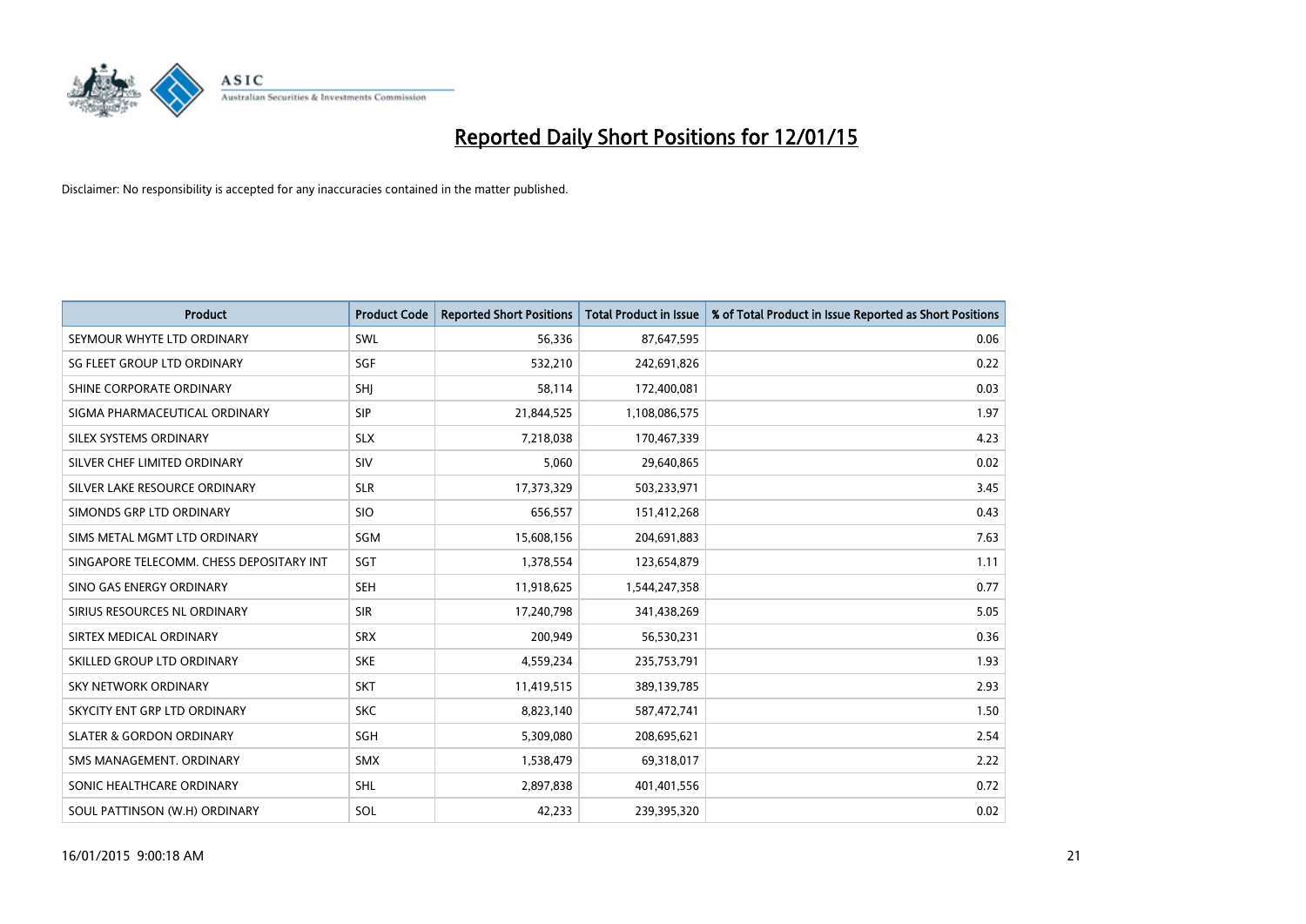# Reported Daily Short Positions for 12/01/15

Disclaimer: No responsibility is accepted for any inaccuracies contained in the matter published.

| Product | Product Code | Reported Short Positions | Total Product in Issue | % of Total Product in Issue Reported as Short Positions |
| --- | --- | --- | --- | --- |
| SEYMOUR WHYTE LTD ORDINARY | SWL | 56,336 | 87,647,595 | 0.06 |
| SG FLEET GROUP LTD ORDINARY | SGF | 532,210 | 242,691,826 | 0.22 |
| SHINE CORPORATE ORDINARY | SHJ | 58,114 | 172,400,081 | 0.03 |
| SIGMA PHARMACEUTICAL ORDINARY | SIP | 21,844,525 | 1,108,086,575 | 1.97 |
| SILEX SYSTEMS ORDINARY | SLX | 7,218,038 | 170,467,339 | 4.23 |
| SILVER CHEF LIMITED ORDINARY | SIV | 5,060 | 29,640,865 | 0.02 |
| SILVER LAKE RESOURCE ORDINARY | SLR | 17,373,329 | 503,233,971 | 3.45 |
| SIMONDS GRP LTD ORDINARY | SIO | 656,557 | 151,412,268 | 0.43 |
| SIMS METAL MGMT LTD ORDINARY | SGM | 15,608,156 | 204,691,883 | 7.63 |
| SINGAPORE TELECOMM. CHESS DEPOSITARY INT | SGT | 1,378,554 | 123,654,879 | 1.11 |
| SINO GAS ENERGY ORDINARY | SEH | 11,918,625 | 1,544,247,358 | 0.77 |
| SIRIUS RESOURCES NL ORDINARY | SIR | 17,240,798 | 341,438,269 | 5.05 |
| SIRTEX MEDICAL ORDINARY | SRX | 200,949 | 56,530,231 | 0.36 |
| SKILLED GROUP LTD ORDINARY | SKE | 4,559,234 | 235,753,791 | 1.93 |
| SKY NETWORK ORDINARY | SKT | 11,419,515 | 389,139,785 | 2.93 |
| SKYCITY ENT GRP LTD ORDINARY | SKC | 8,823,140 | 587,472,741 | 1.50 |
| SLATER & GORDON ORDINARY | SGH | 5,309,080 | 208,695,621 | 2.54 |
| SMS MANAGEMENT. ORDINARY | SMX | 1,538,479 | 69,318,017 | 2.22 |
| SONIC HEALTHCARE ORDINARY | SHL | 2,897,838 | 401,401,556 | 0.72 |
| SOUL PATTINSON (W.H) ORDINARY | SOL | 42,233 | 239,395,320 | 0.02 |

16/01/2015 9:00:18 AM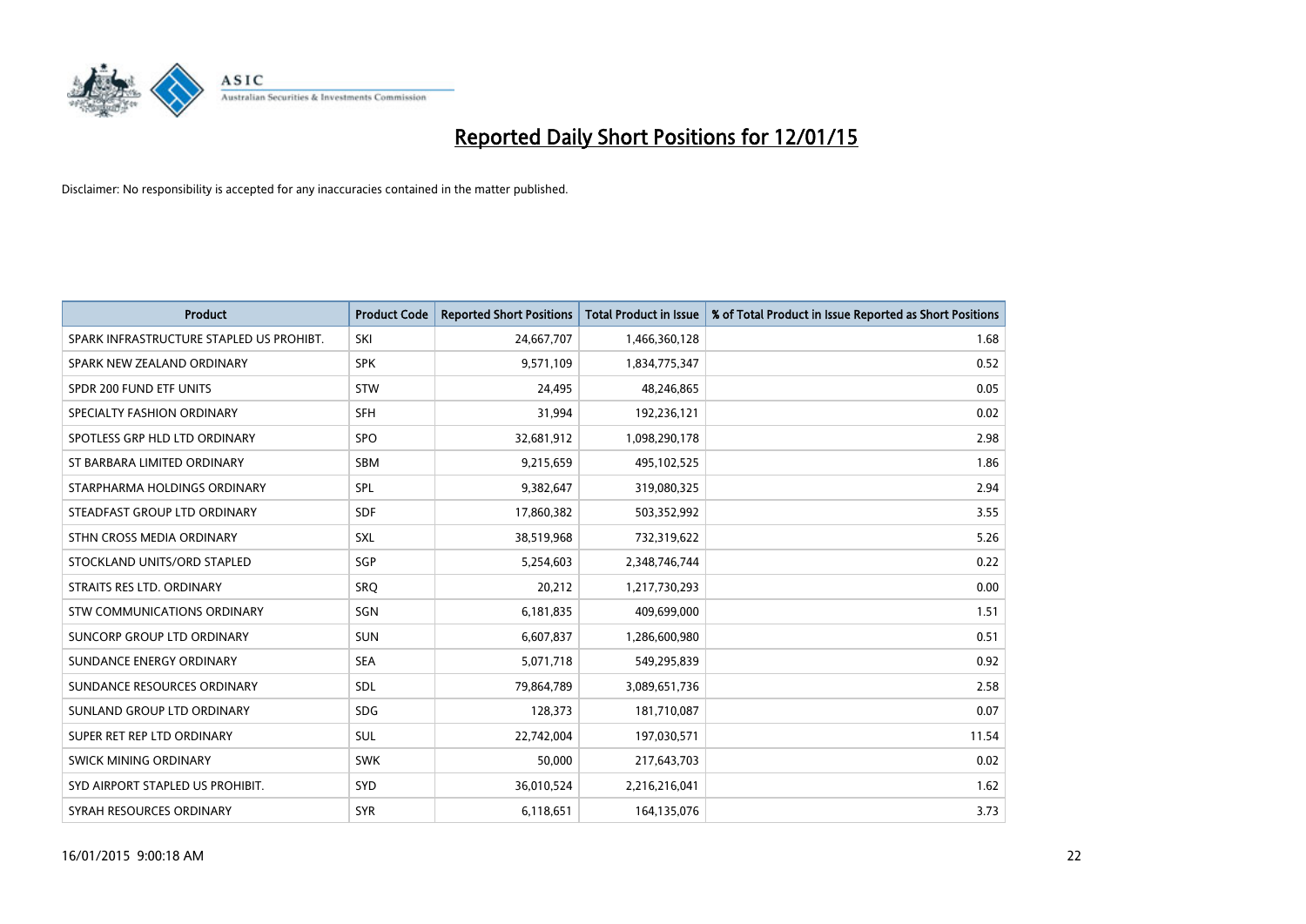# Reported Daily Short Positions for 12/01/15

Disclaimer: No responsibility is accepted for any inaccuracies contained in the matter published.

| Product | Product Code | Reported Short Positions | Total Product in Issue | % of Total Product in Issue Reported as Short Positions |
|---|---|---|---|---|
| SPARK INFRASTRUCTURE STAPLED US PROHIBT. | SKI | 24,667,707 | 1,466,360,128 | 1.68 |
| SPARK NEW ZEALAND ORDINARY | SPK | 9,571,109 | 1,834,775,347 | 0.52 |
| SPDR 200 FUND ETF UNITS | STW | 24,495 | 48,246,865 | 0.05 |
| SPECIALTY FASHION ORDINARY | SFH | 31,994 | 192,236,121 | 0.02 |
| SPOTLESS GRP HLD LTD ORDINARY | SPO | 32,681,912 | 1,098,290,178 | 2.98 |
| ST BARBARA LIMITED ORDINARY | SBM | 9,215,659 | 495,102,525 | 1.86 |
| STARPHARMA HOLDINGS ORDINARY | SPL | 9,382,647 | 319,080,325 | 2.94 |
| STEADFAST GROUP LTD ORDINARY | SDF | 17,860,382 | 503,352,992 | 3.55 |
| STHN CROSS MEDIA ORDINARY | SXL | 38,519,968 | 732,319,622 | 5.26 |
| STOCKLAND UNITS/ORD STAPLED | SGP | 5,254,603 | 2,348,746,744 | 0.22 |
| STRAITS RES LTD. ORDINARY | SRQ | 20,212 | 1,217,730,293 | 0.00 |
| STW COMMUNICATIONS ORDINARY | SGN | 6,181,835 | 409,699,000 | 1.51 |
| SUNCORP GROUP LTD ORDINARY | SUN | 6,607,837 | 1,286,600,980 | 0.51 |
| SUNDANCE ENERGY ORDINARY | SEA | 5,071,718 | 549,295,839 | 0.92 |
| SUNDANCE RESOURCES ORDINARY | SDL | 79,864,789 | 3,089,651,736 | 2.58 |
| SUNLAND GROUP LTD ORDINARY | SDG | 128,373 | 181,710,087 | 0.07 |
| SUPER RET REP LTD ORDINARY | SUL | 22,742,004 | 197,030,571 | 11.54 |
| SWICK MINING ORDINARY | SWK | 50,000 | 217,643,703 | 0.02 |
| SYD AIRPORT STAPLED US PROHIBIT. | SYD | 36,010,524 | 2,216,216,041 | 1.62 |
| SYRAH RESOURCES ORDINARY | SYR | 6,118,651 | 164,135,076 | 3.73 |

16/01/2015 9:00:18 AM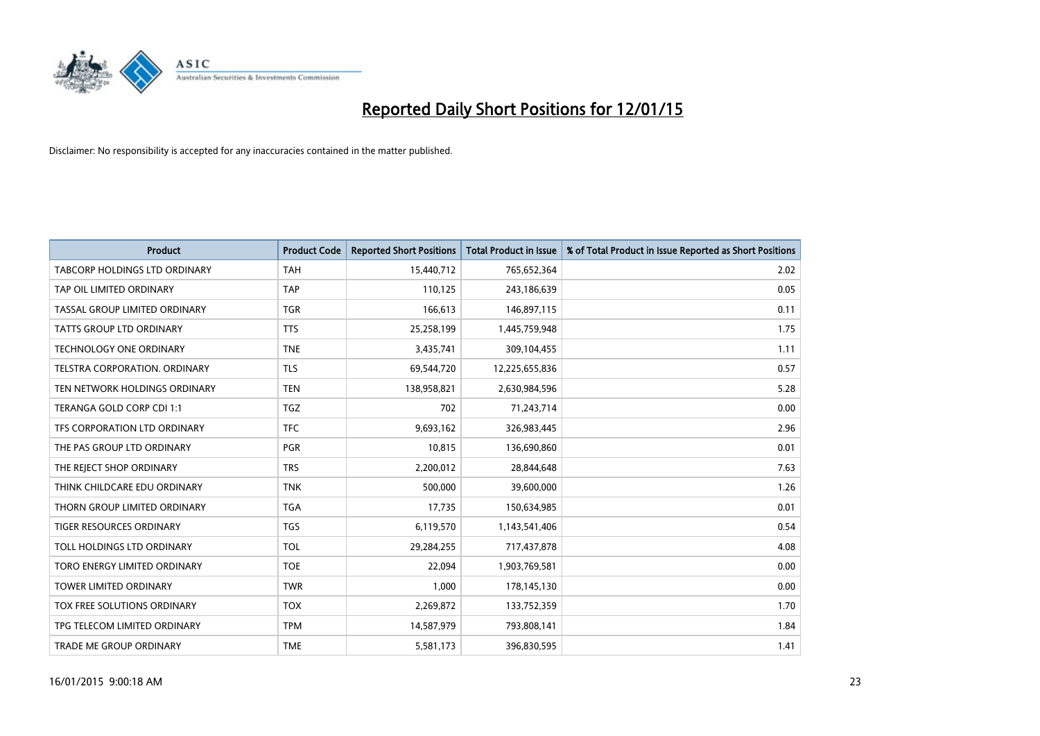# Reported Daily Short Positions for 12/01/15

Disclaimer: No responsibility is accepted for any inaccuracies contained in the matter published.

| Product | Product Code | Reported Short Positions | Total Product in Issue | % of Total Product in Issue Reported as Short Positions |
|---|---|---|---|---|
| TABCORP HOLDINGS LTD ORDINARY | TAH | 15,440,712 | 765,652,364 | 2.02 |
| TAP OIL LIMITED ORDINARY | TAP | 110,125 | 243,186,639 | 0.05 |
| TASSAL GROUP LIMITED ORDINARY | TGR | 166,613 | 146,897,115 | 0.11 |
| TATTS GROUP LTD ORDINARY | TTS | 25,258,199 | 1,445,759,948 | 1.75 |
| TECHNOLOGY ONE ORDINARY | TNE | 3,435,741 | 309,104,455 | 1.11 |
| TELSTRA CORPORATION. ORDINARY | TLS | 69,544,720 | 12,225,655,836 | 0.57 |
| TEN NETWORK HOLDINGS ORDINARY | TEN | 138,958,821 | 2,630,984,596 | 5.28 |
| TERANGA GOLD CORP CDI 1:1 | TGZ | 702 | 71,243,714 | 0.00 |
| TFS CORPORATION LTD ORDINARY | TFC | 9,693,162 | 326,983,445 | 2.96 |
| THE PAS GROUP LTD ORDINARY | PGR | 10,815 | 136,690,860 | 0.01 |
| THE REJECT SHOP ORDINARY | TRS | 2,200,012 | 28,844,648 | 7.63 |
| THINK CHILDCARE EDU ORDINARY | TNK | 500,000 | 39,600,000 | 1.26 |
| THORN GROUP LIMITED ORDINARY | TGA | 17,735 | 150,634,985 | 0.01 |
| TIGER RESOURCES ORDINARY | TGS | 6,119,570 | 1,143,541,406 | 0.54 |
| TOLL HOLDINGS LTD ORDINARY | TOL | 29,284,255 | 717,437,878 | 4.08 |
| TORO ENERGY LIMITED ORDINARY | TOE | 22,094 | 1,903,769,581 | 0.00 |
| TOWER LIMITED ORDINARY | TWR | 1,000 | 178,145,130 | 0.00 |
| TOX FREE SOLUTIONS ORDINARY | TOX | 2,269,872 | 133,752,359 | 1.70 |
| TPG TELECOM LIMITED ORDINARY | TPM | 14,587,979 | 793,808,141 | 1.84 |
| TRADE ME GROUP ORDINARY | TME | 5,581,173 | 396,830,595 | 1.41 |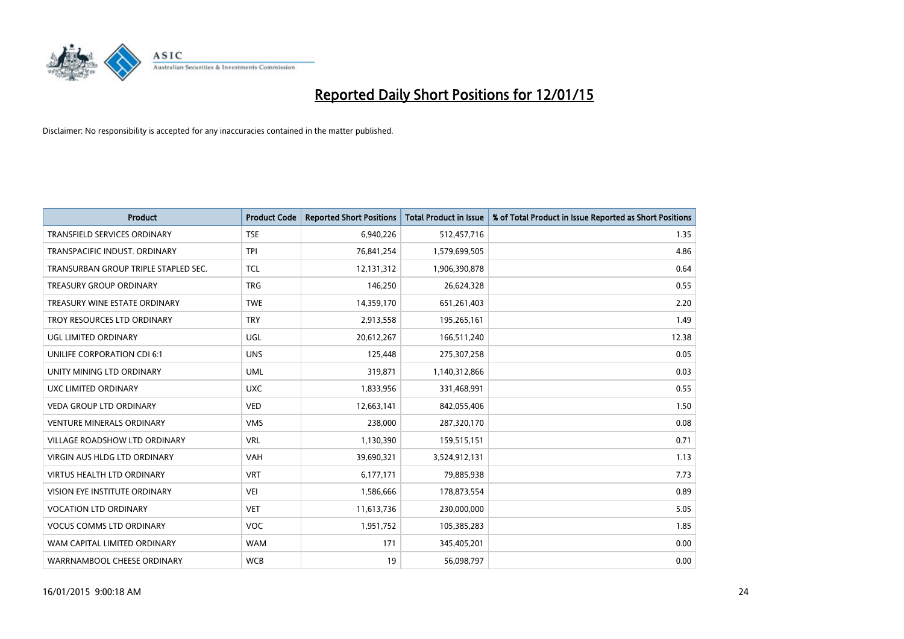# Reported Daily Short Positions for 12/01/15

Disclaimer: No responsibility is accepted for any inaccuracies contained in the matter published.

| Product | Product Code | Reported Short Positions | Total Product in Issue | % of Total Product in Issue Reported as Short Positions |
|---|---|---|---|---|
| TRANSFIELD SERVICES ORDINARY | TSE | 6,940,226 | 512,457,716 | 1.35 |
| TRANSPACIFIC INDUST. ORDINARY | TPI | 76,841,254 | 1,579,699,505 | 4.86 |
| TRANSURBAN GROUP TRIPLE STAPLED SEC. | TCL | 12,131,312 | 1,906,390,878 | 0.64 |
| TREASURY GROUP ORDINARY | TRG | 146,250 | 26,624,328 | 0.55 |
| TREASURY WINE ESTATE ORDINARY | TWE | 14,359,170 | 651,261,403 | 2.20 |
| TROY RESOURCES LTD ORDINARY | TRY | 2,913,558 | 195,265,161 | 1.49 |
| UGL LIMITED ORDINARY | UGL | 20,612,267 | 166,511,240 | 12.38 |
| UNILIFE CORPORATION CDI 6:1 | UNS | 125,448 | 275,307,258 | 0.05 |
| UNITY MINING LTD ORDINARY | UML | 319,871 | 1,140,312,866 | 0.03 |
| UXC LIMITED ORDINARY | UXC | 1,833,956 | 331,468,991 | 0.55 |
| VEDA GROUP LTD ORDINARY | VED | 12,663,141 | 842,055,406 | 1.50 |
| VENTURE MINERALS ORDINARY | VMS | 238,000 | 287,320,170 | 0.08 |
| VILLAGE ROADSHOW LTD ORDINARY | VRL | 1,130,390 | 159,515,151 | 0.71 |
| VIRGIN AUS HLDG LTD ORDINARY | VAH | 39,690,321 | 3,524,912,131 | 1.13 |
| VIRTUS HEALTH LTD ORDINARY | VRT | 6,177,171 | 79,885,938 | 7.73 |
| VISION EYE INSTITUTE ORDINARY | VEI | 1,586,666 | 178,873,554 | 0.89 |
| VOCATION LTD ORDINARY | VET | 11,613,736 | 230,000,000 | 5.05 |
| VOCUS COMMS LTD ORDINARY | VOC | 1,951,752 | 105,385,283 | 1.85 |
| WAM CAPITAL LIMITED ORDINARY | WAM | 171 | 345,405,201 | 0.00 |
| WARRNAMBOOL CHEESE ORDINARY | WCB | 19 | 56,098,797 | 0.00 |

16/01/2015 9:00:18 AM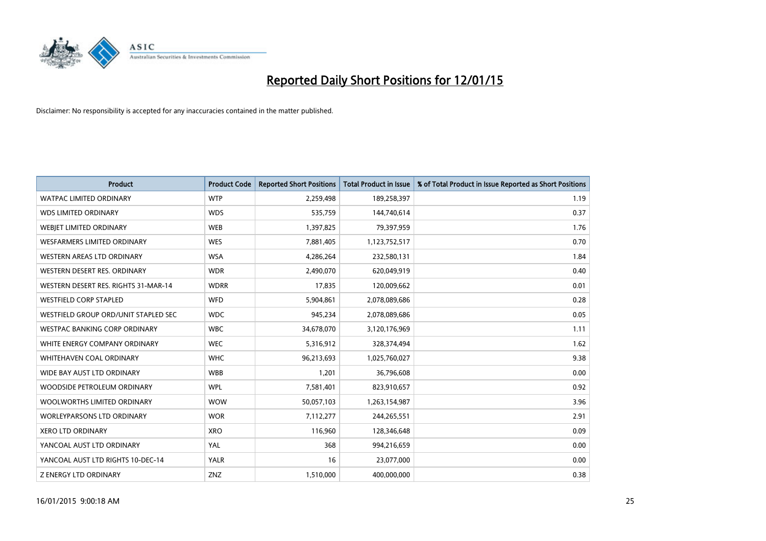# Reported Daily Short Positions for 12/01/15

Disclaimer: No responsibility is accepted for any inaccuracies contained in the matter published.

| Product | Product Code | Reported Short Positions | Total Product in Issue | % of Total Product in Issue Reported as Short Positions |
|---|---|---|---|---|
| WATPAC LIMITED ORDINARY | WTP | 2,259,498 | 189,258,397 | 1.19 |
| WDS LIMITED ORDINARY | WDS | 535,759 | 144,740,614 | 0.37 |
| WEBJET LIMITED ORDINARY | WEB | 1,397,825 | 79,397,959 | 1.76 |
| WESFARMERS LIMITED ORDINARY | WES | 7,881,405 | 1,123,752,517 | 0.70 |
| WESTERN AREAS LTD ORDINARY | WSA | 4,286,264 | 232,580,131 | 1.84 |
| WESTERN DESERT RES. ORDINARY | WDR | 2,490,070 | 620,049,919 | 0.40 |
| WESTERN DESERT RES. RIGHTS 31-MAR-14 | WDRR | 17,835 | 120,009,662 | 0.01 |
| WESTFIELD CORP STAPLED | WFD | 5,904,861 | 2,078,089,686 | 0.28 |
| WESTFIELD GROUP ORD/UNIT STAPLED SEC | WDC | 945,234 | 2,078,089,686 | 0.05 |
| WESTPAC BANKING CORP ORDINARY | WBC | 34,678,070 | 3,120,176,969 | 1.11 |
| WHITE ENERGY COMPANY ORDINARY | WEC | 5,316,912 | 328,374,494 | 1.62 |
| WHITEHAVEN COAL ORDINARY | WHC | 96,213,693 | 1,025,760,027 | 9.38 |
| WIDE BAY AUST LTD ORDINARY | WBB | 1,201 | 36,796,608 | 0.00 |
| WOODSIDE PETROLEUM ORDINARY | WPL | 7,581,401 | 823,910,657 | 0.92 |
| WOOLWORTHS LIMITED ORDINARY | WOW | 50,057,103 | 1,263,154,987 | 3.96 |
| WORLEYPARSONS LTD ORDINARY | WOR | 7,112,277 | 244,265,551 | 2.91 |
| XERO LTD ORDINARY | XRO | 116,960 | 128,346,648 | 0.09 |
| YANCOAL AUST LTD ORDINARY | YAL | 368 | 994,216,659 | 0.00 |
| YANCOAL AUST LTD RIGHTS 10-DEC-14 | YALR | 16 | 23,077,000 | 0.00 |
| Z ENERGY LTD ORDINARY | ZNZ | 1,510,000 | 400,000,000 | 0.38 |

16/01/2015 9:00:18 AM